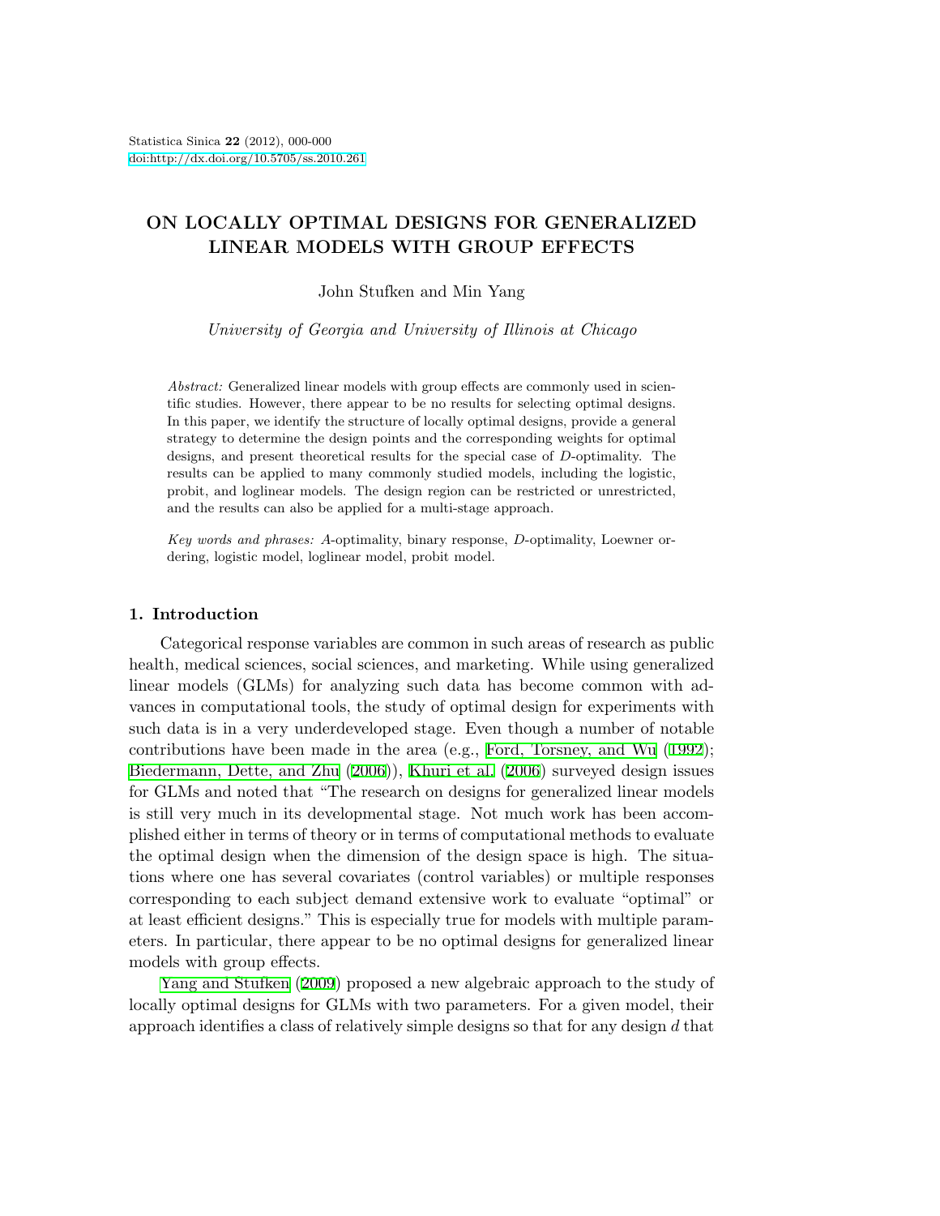# ON LOCALLY OPTIMAL DESIGNS FOR GENERALIZED LINEAR MODELS WITH GROUP EFFECTS

John Stufken and Min Yang

*University of Georgia and University of Illinois at Chicago*

*Abstract:* Generalized linear models with group effects are commonly used in scientific studies. However, there appear to be no results for selecting optimal designs. In this paper, we identify the structure of locally optimal designs, provide a general strategy to determine the design points and the corresponding weights for optimal designs, and present theoretical results for the special case of $D$-optimality. The results can be applied to many commonly studied models, including the logistic, probit, and loglinear models. The design region can be restricted or unrestricted, and the results can also be applied for a multi-stage approach.

*Key words and phrases:* $A$-optimality, binary response, $D$-optimality, Loewner ordering, logistic model, loglinear model, probit model.

## 1. Introduction

Categorical response variables are common in such areas of research as public health, medical sciences, social sciences, and marketing. While using generalized linear models (GLMs) for analyzing such data has become common with advances in computational tools, the study of optimal design for experiments with such data is in a very underdeveloped stage. Even though a number of notable contributions have been made in the area (e.g., Ford, Torsney, and Wu (1992); Biedermann, Dette, and Zhu (2006)), Khuri et al. (2006) surveyed design issues for GLMs and noted that "The research on designs for generalized linear models is still very much in its developmental stage. Not much work has been accomplished either in terms of theory or in terms of computational methods to evaluate the optimal design when the dimension of the design space is high. The situations where one has several covariates (control variables) or multiple responses corresponding to each subject demand extensive work to evaluate "optimal" or at least efficient designs." This is especially true for models with multiple parameters. In particular, there appear to be no optimal designs for generalized linear models with group effects.

Yang and Stufken (2009) proposed a new algebraic approach to the study of locally optimal designs for GLMs with two parameters. For a given model, their approach identifies a class of relatively simple designs so that for any design $d$ that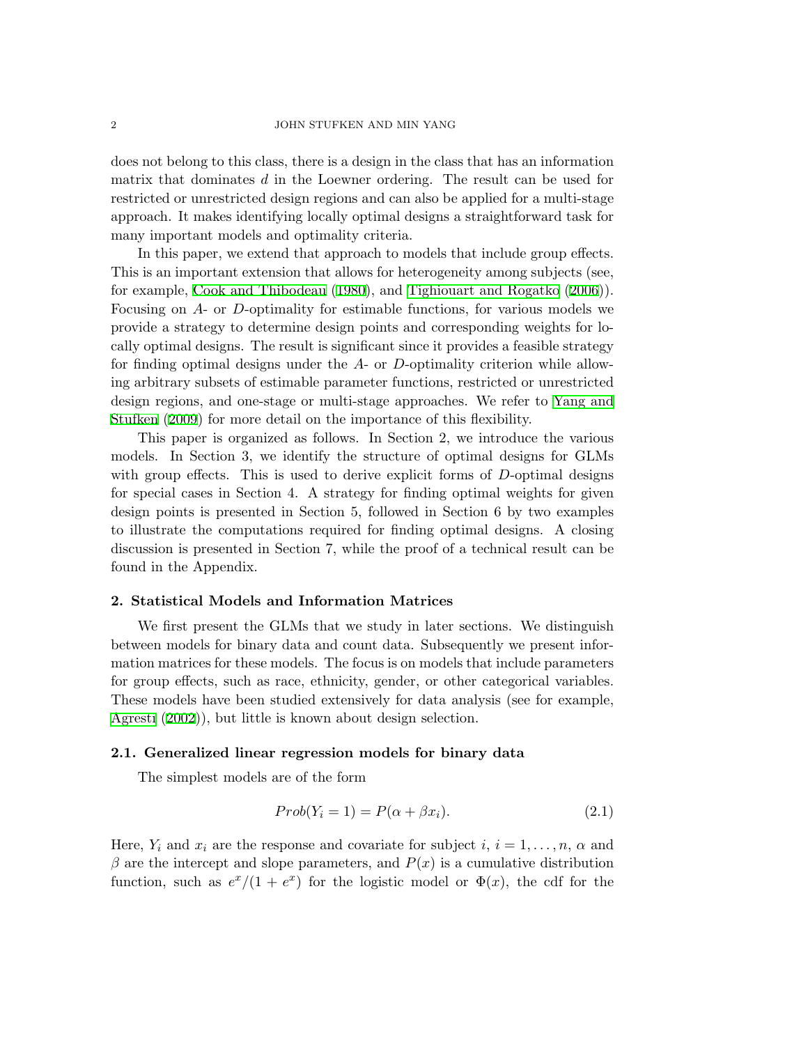does not belong to this class, there is a design in the class that has an information matrix that dominates $d$ in the Loewner ordering. The result can be used for restricted or unrestricted design regions and can also be applied for a multi-stage approach. It makes identifying locally optimal designs a straightforward task for many important models and optimality criteria.

In this paper, we extend that approach to models that include group effects. This is an important extension that allows for heterogeneity among subjects (see, for example, Cook and Thibodeau (1980), and Tighiouart and Rogatko (2006)). Focusing on $A$- or $D$-optimality for estimable functions, for various models we provide a strategy to determine design points and corresponding weights for locally optimal designs. The result is significant since it provides a feasible strategy for finding optimal designs under the $A$- or $D$-optimality criterion while allowing arbitrary subsets of estimable parameter functions, restricted or unrestricted design regions, and one-stage or multi-stage approaches. We refer to Yang and Stufken (2009) for more detail on the importance of this flexibility.

This paper is organized as follows. In Section 2, we introduce the various models. In Section 3, we identify the structure of optimal designs for GLMs with group effects. This is used to derive explicit forms of $D$-optimal designs for special cases in Section 4. A strategy for finding optimal weights for given design points is presented in Section 5, followed in Section 6 by two examples to illustrate the computations required for finding optimal designs. A closing discussion is presented in Section 7, while the proof of a technical result can be found in the Appendix.

## 2. Statistical Models and Information Matrices

We first present the GLMs that we study in later sections. We distinguish between models for binary data and count data. Subsequently we present information matrices for these models. The focus is on models that include parameters for group effects, such as race, ethnicity, gender, or other categorical variables. These models have been studied extensively for data analysis (see for example, Agresti (2002)), but little is known about design selection.

### 2.1. Generalized linear regression models for binary data

The simplest models are of the form

$$Prob(Y_i = 1) = P(\alpha + \beta x_i). \tag{2.1}$$

Here, $Y_i$ and $x_i$ are the response and covariate for subject $i$, $i = 1, \ldots, n$, $\alpha$ and $\beta$ are the intercept and slope parameters, and $P(x)$ is a cumulative distribution function, such as $e^x/(1 + e^x)$ for the logistic model or $\Phi(x)$, the cdf for the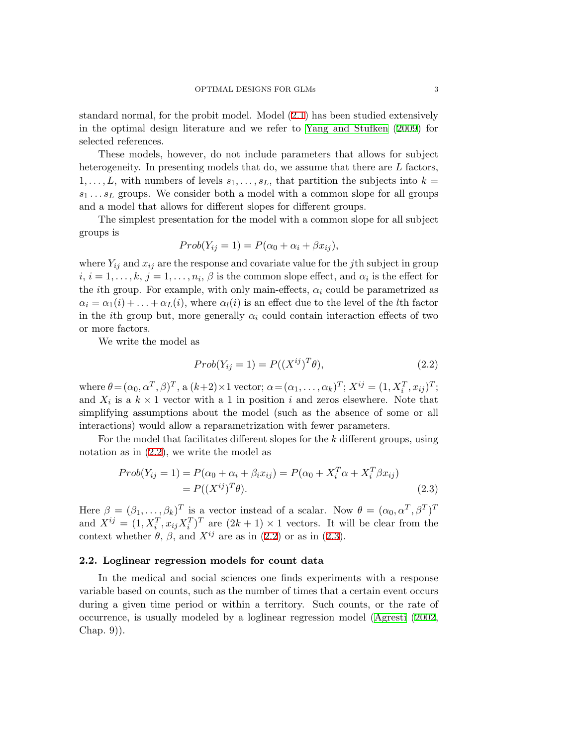standard normal, for the probit model. Model (2.1) has been studied extensively in the optimal design literature and we refer to Yang and Stufken (2009) for selected references.

These models, however, do not include parameters that allows for subject heterogeneity. In presenting models that do, we assume that there are $L$ factors, $1, \ldots, L$, with numbers of levels $s_1, \ldots, s_L$, that partition the subjects into $k = s_1 \ldots s_L$ groups. We consider both a model with a common slope for all groups and a model that allows for different slopes for different groups.

The simplest presentation for the model with a common slope for all subject groups is

$$Prob(Y_{ij} = 1) = P(\alpha_0 + \alpha_i + \beta x_{ij}),$$

where $Y_{ij}$ and $x_{ij}$ are the response and covariate value for the $j$th subject in group $i$, $i = 1, \ldots, k$, $j = 1, \ldots, n_i$, $\beta$ is the common slope effect, and $\alpha_i$ is the effect for the $i$th group. For example, with only main-effects, $\alpha_i$ could be parametrized as $\alpha_i = \alpha_1(i) + \ldots + \alpha_L(i)$, where $\alpha_l(i)$ is an effect due to the level of the $l$th factor in the $i$th group but, more generally $\alpha_i$ could contain interaction effects of two or more factors.

We write the model as

$$Prob(Y_{ij} = 1) = P((X^{ij})^T \theta), \tag{2.2}$$

where $\theta = (\alpha_0, \alpha^T, \beta)^T$, a $(k+2) \times 1$ vector; $\alpha = (\alpha_1, \ldots, \alpha_k)^T$; $X^{ij} = (1, X_i^T, x_{ij})^T$; and $X_i$ is a $k \times 1$ vector with a 1 in position $i$ and zeros elsewhere. Note that simplifying assumptions about the model (such as the absence of some or all interactions) would allow a reparametrization with fewer parameters.

For the model that facilitates different slopes for the $k$ different groups, using notation as in (2.2), we write the model as

$$\begin{aligned} Prob(Y_{ij} = 1) &= P(\alpha_0 + \alpha_i + \beta_i x_{ij}) = P(\alpha_0 + X_i^T \alpha + X_i^T \beta x_{ij}) \\ &= P((X^{ij})^T \theta). \end{aligned} \tag{2.3}$$

Here $\beta = (\beta_1, \ldots, \beta_k)^T$ is a vector instead of a scalar. Now $\theta = (\alpha_0, \alpha^T, \beta^T)^T$ and $X^{ij} = (1, X_i^T, x_{ij} X_i^T)^T$ are $(2k+1) \times 1$ vectors. It will be clear from the context whether $\theta$, $\beta$, and $X^{ij}$ are as in (2.2) or as in (2.3).

### 2.2. Loglinear regression models for count data

In the medical and social sciences one finds experiments with a response variable based on counts, such as the number of times that a certain event occurs during a given time period or within a territory. Such counts, or the rate of occurrence, is usually modeled by a loglinear regression model (Agresti (2002, Chap. 9)).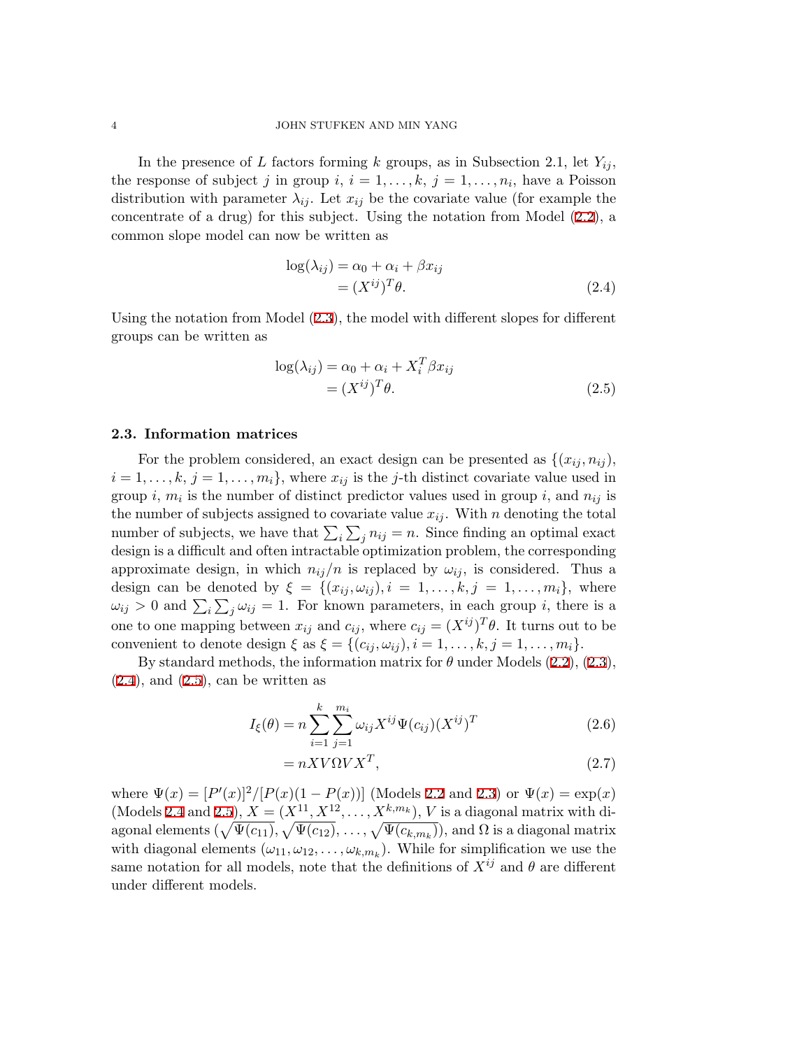In the presence of $L$ factors forming $k$ groups, as in Subsection 2.1, let $Y_{ij}$, the response of subject $j$ in group $i$, $i = 1, \ldots, k$, $j = 1, \ldots, n_i$, have a Poisson distribution with parameter $\lambda_{ij}$. Let $x_{ij}$ be the covariate value (for example the concentrate of a drug) for this subject. Using the notation from Model (2.2), a common slope model can now be written as

$$\begin{aligned}\log(\lambda_{ij}) &= \alpha_0 + \alpha_i + \beta x_{ij} \\ &= (X^{ij})^T \theta. \end{aligned} \tag{2.4}$$

Using the notation from Model (2.3), the model with different slopes for different groups can be written as

$$\begin{aligned}\log(\lambda_{ij}) &= \alpha_0 + \alpha_i + X_i^T \beta x_{ij} \\ &= (X^{ij})^T \theta. \end{aligned} \tag{2.5}$$

### 2.3. Information matrices

For the problem considered, an exact design can be presented as $\{(x_{ij}, n_{ij}), i = 1, \ldots, k, j = 1, \ldots, m_i\}$, where $x_{ij}$ is the $j$-th distinct covariate value used in group $i$, $m_i$ is the number of distinct predictor values used in group $i$, and $n_{ij}$ is the number of subjects assigned to covariate value $x_{ij}$. With $n$ denoting the total number of subjects, we have that $\sum_i \sum_j n_{ij} = n$. Since finding an optimal exact design is a difficult and often intractable optimization problem, the corresponding approximate design, in which $n_{ij}/n$ is replaced by $\omega_{ij}$, is considered. Thus a design can be denoted by $\xi = \{(x_{ij}, \omega_{ij}), i = 1, \ldots, k, j = 1, \ldots, m_i\}$, where $\omega_{ij} > 0$ and $\sum_i \sum_j \omega_{ij} = 1$. For known parameters, in each group $i$, there is a one to one mapping between $x_{ij}$ and $c_{ij}$, where $c_{ij} = (X^{ij})^T \theta$. It turns out to be convenient to denote design $\xi$ as $\xi = \{(c_{ij}, \omega_{ij}), i = 1, \ldots, k, j = 1, \ldots, m_i\}$.

By standard methods, the information matrix for $\theta$ under Models (2.2), (2.3), (2.4), and (2.5), can be written as

$$I_\xi(\theta) = n \sum_{i=1}^{k} \sum_{j=1}^{m_i} \omega_{ij} X^{ij} \Psi(c_{ij}) (X^{ij})^T \tag{2.6}$$

$$= n X V \Omega V X^T, \tag{2.7}$$

where $\Psi(x) = [P'(x)]^2 / [P(x)(1 - P(x))]$ (Models 2.2 and 2.3) or $\Psi(x) = \exp(x)$ (Models 2.4 and 2.5), $X = (X^{11}, X^{12}, \ldots, X^{k,m_k})$, $V$ is a diagonal matrix with diagonal elements $(\sqrt{\Psi(c_{11})}, \sqrt{\Psi(c_{12})}, \ldots, \sqrt{\Psi(c_{k,m_k})})$, and $\Omega$ is a diagonal matrix with diagonal elements $(\omega_{11}, \omega_{12}, \ldots, \omega_{k,m_k})$. While for simplification we use the same notation for all models, note that the definitions of $X^{ij}$ and $\theta$ are different under different models.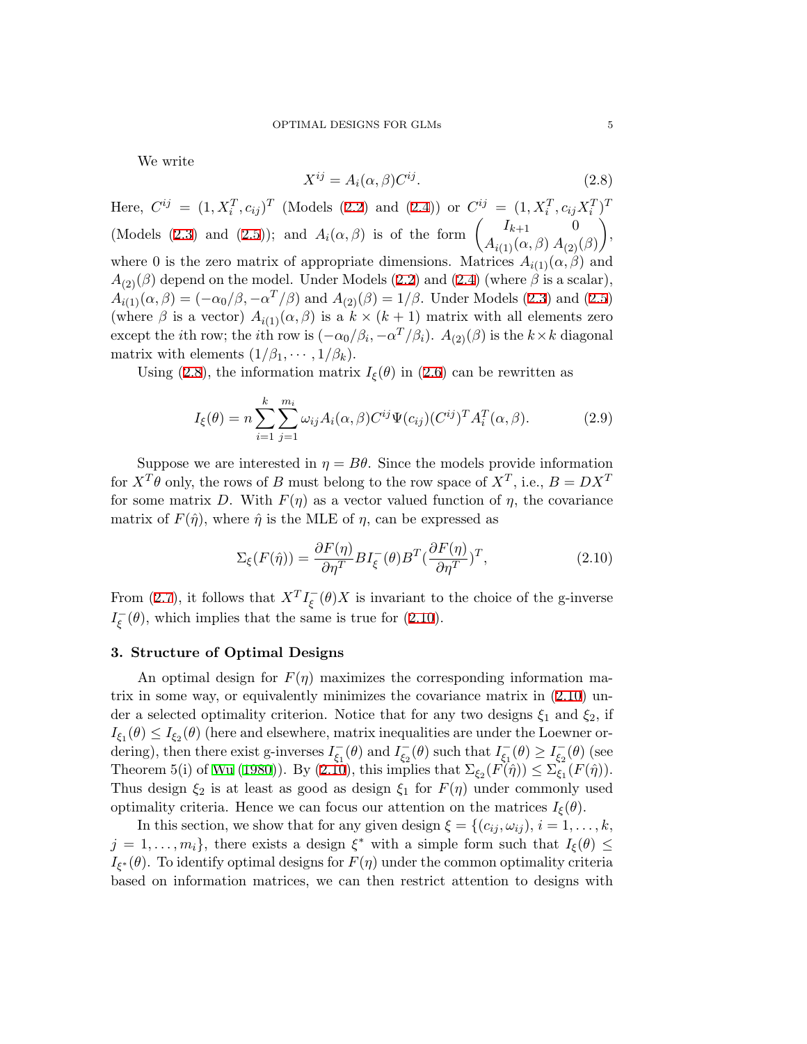We write

$$X^{ij} = A_i(\alpha, \beta) C^{ij}. \tag{2.8}$$

Here, $C^{ij} = (1, X_i^T, c_{ij})^T$ (Models (2.2) and (2.4)) or $C^{ij} = (1, X_i^T, c_{ij} X_i^T)^T$ (Models (2.3) and (2.5)); and $A_i(\alpha, \beta)$ is of the form $\begin{pmatrix} I_{k+1} & 0 \\ A_{i(1)}(\alpha, \beta) & A_{(2)}(\beta) \end{pmatrix}$, where 0 is the zero matrix of appropriate dimensions. Matrices $A_{i(1)}(\alpha, \beta)$ and $A_{(2)}(\beta)$ depend on the model. Under Models (2.2) and (2.4) (where $\beta$ is a scalar), $A_{i(1)}(\alpha, \beta) = (-\alpha_0/\beta, -\alpha^T/\beta)$ and $A_{(2)}(\beta) = 1/\beta$. Under Models (2.3) and (2.5) (where $\beta$ is a vector) $A_{i(1)}(\alpha, \beta)$ is a $k \times (k+1)$ matrix with all elements zero except the $i$th row; the $i$th row is $(-\alpha_0/\beta_i, -\alpha^T/\beta_i)$. $A_{(2)}(\beta)$ is the $k \times k$ diagonal matrix with elements $(1/\beta_1, \cdots, 1/\beta_k)$.

Using (2.8), the information matrix $I_\xi(\theta)$ in (2.6) can be rewritten as

$$I_\xi(\theta) = n \sum_{i=1}^{k} \sum_{j=1}^{m_i} \omega_{ij} A_i(\alpha, \beta) C^{ij} \Psi(c_{ij}) (C^{ij})^T A_i^T(\alpha, \beta). \tag{2.9}$$

Suppose we are interested in $\eta = B\theta$. Since the models provide information for $X^T\theta$ only, the rows of $B$ must belong to the row space of $X^T$, i.e., $B = DX^T$ for some matrix $D$. With $F(\eta)$ as a vector valued function of $\eta$, the covariance matrix of $F(\hat{\eta})$, where $\hat{\eta}$ is the MLE of $\eta$, can be expressed as

$$\Sigma_\xi(F(\hat{\eta})) = \frac{\partial F(\eta)}{\partial \eta^T} B I_\xi^-(\theta) B^T \left(\frac{\partial F(\eta)}{\partial \eta^T}\right)^T, \tag{2.10}$$

From (2.7), it follows that $X^T I_\xi^-(\theta) X$ is invariant to the choice of the g-inverse $I_\xi^-(\theta)$, which implies that the same is true for (2.10).

## 3. Structure of Optimal Designs

An optimal design for $F(\eta)$ maximizes the corresponding information matrix in some way, or equivalently minimizes the covariance matrix in (2.10) under a selected optimality criterion. Notice that for any two designs $\xi_1$ and $\xi_2$, if $I_{\xi_1}(\theta) \leq I_{\xi_2}(\theta)$ (here and elsewhere, matrix inequalities are under the Loewner ordering), then there exist g-inverses $I_{\xi_1}^-(\theta)$ and $I_{\xi_2}^-(\theta)$ such that $I_{\xi_1}^-(\theta) \geq I_{\xi_2}^-(\theta)$ (see Theorem 5(i) of Wu (1980)). By (2.10), this implies that $\Sigma_{\xi_2}(F(\hat{\eta})) \leq \Sigma_{\xi_1}(F(\hat{\eta}))$. Thus design $\xi_2$ is at least as good as design $\xi_1$ for $F(\eta)$ under commonly used optimality criteria. Hence we can focus our attention on the matrices $I_\xi(\theta)$.

In this section, we show that for any given design $\xi = \{(c_{ij}, \omega_{ij}), i = 1, \ldots, k, j = 1, \ldots, m_i\}$, there exists a design $\xi^*$ with a simple form such that $I_\xi(\theta) \leq I_{\xi^*}(\theta)$. To identify optimal designs for $F(\eta)$ under the common optimality criteria based on information matrices, we can then restrict attention to designs with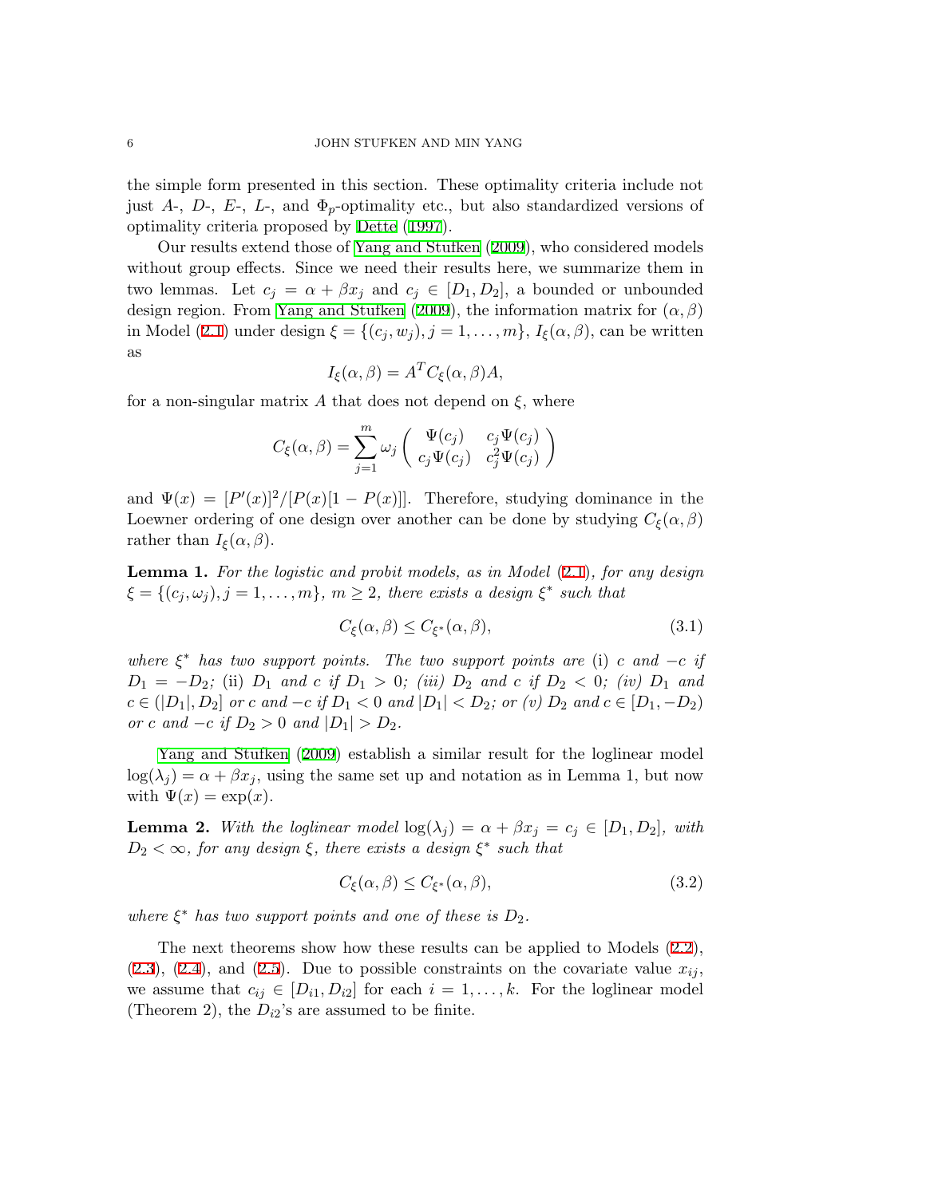the simple form presented in this section. These optimality criteria include not just $A$-, $D$-, $E$-, $L$-, and $\Phi_p$-optimality etc., but also standardized versions of optimality criteria proposed by Dette (1997).

Our results extend those of Yang and Stufken (2009), who considered models without group effects. Since we need their results here, we summarize them in two lemmas. Let $c_j = \alpha + \beta x_j$ and $c_j \in [D_1, D_2]$, a bounded or unbounded design region. From Yang and Stufken (2009), the information matrix for $(\alpha, \beta)$ in Model (2.1) under design $\xi = \{(c_j, w_j), j = 1, \ldots, m\}$, $I_\xi(\alpha, \beta)$, can be written as

$$I_\xi(\alpha, \beta) = A^T C_\xi(\alpha, \beta) A,$$

for a non-singular matrix $A$ that does not depend on $\xi$, where

$$C_\xi(\alpha, \beta) = \sum_{j=1}^{m} \omega_j \begin{pmatrix} \Psi(c_j) & c_j \Psi(c_j) \\ c_j \Psi(c_j) & c_j^2 \Psi(c_j) \end{pmatrix}$$

and $\Psi(x) = [P'(x)]^2 / [P(x)[1 - P(x)]]$. Therefore, studying dominance in the Loewner ordering of one design over another can be done by studying $C_\xi(\alpha, \beta)$ rather than $I_\xi(\alpha, \beta)$.

**Lemma 1.** *For the logistic and probit models, as in Model (2.1), for any design $\xi = \{(c_j, \omega_j), j = 1, \ldots, m\}$, $m \geq 2$, there exists a design $\xi^*$ such that*

$$C_\xi(\alpha, \beta) \leq C_{\xi^*}(\alpha, \beta), \tag{3.1}$$

*where $\xi^*$ has two support points. The two support points are* (i) *$c$ and $-c$ if $D_1 = -D_2$; (ii) $D_1$ and $c$ if $D_1 > 0$; (iii) $D_2$ and $c$ if $D_2 < 0$; (iv) $D_1$ and $c \in (|D_1|, D_2]$ or $c$ and $-c$ if $D_1 < 0$ and $|D_1| < D_2$; or (v) $D_2$ and $c \in [D_1, -D_2)$ or $c$ and $-c$ if $D_2 > 0$ and $|D_1| > D_2$.*

Yang and Stufken (2009) establish a similar result for the loglinear model $\log(\lambda_j) = \alpha + \beta x_j$, using the same set up and notation as in Lemma 1, but now with $\Psi(x) = \exp(x)$.

**Lemma 2.** *With the loglinear model $\log(\lambda_j) = \alpha + \beta x_j = c_j \in [D_1, D_2]$, with $D_2 < \infty$, for any design $\xi$, there exists a design $\xi^*$ such that*

$$C_\xi(\alpha, \beta) \leq C_{\xi^*}(\alpha, \beta), \tag{3.2}$$

*where $\xi^*$ has two support points and one of these is $D_2$.*

The next theorems show how these results can be applied to Models (2.2), (2.3), (2.4), and (2.5). Due to possible constraints on the covariate value $x_{ij}$, we assume that $c_{ij} \in [D_{i1}, D_{i2}]$ for each $i = 1, \ldots, k$. For the loglinear model (Theorem 2), the $D_{i2}$'s are assumed to be finite.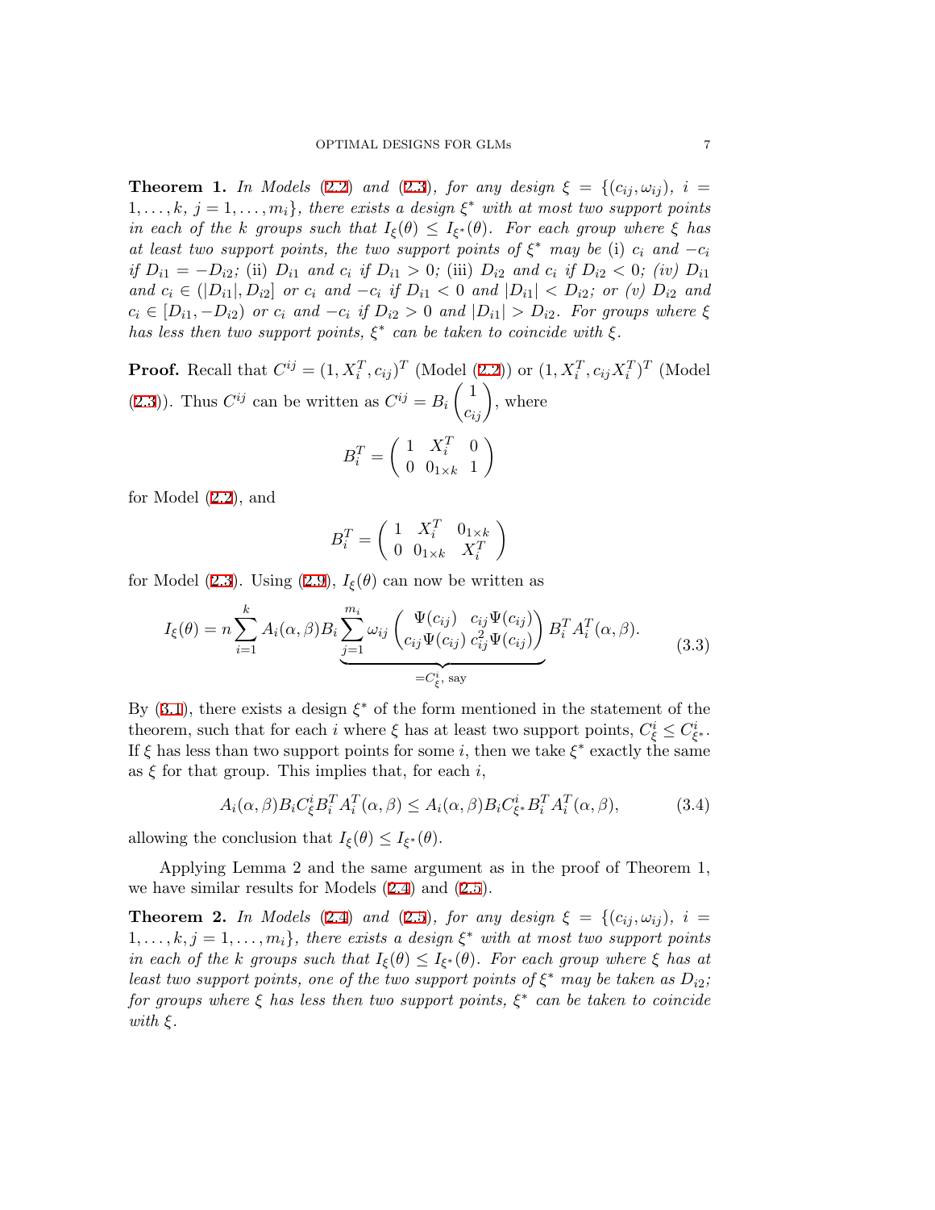**Theorem 1.** *In Models (2.2) and (2.3), for any design $\xi = \{(c_{ij}, \omega_{ij}),\ i = 1, \ldots, k,\ j = 1, \ldots, m_i\}$, there exists a design $\xi^*$ with at most two support points in each of the $k$ groups such that $I_\xi(\theta) \leq I_{\xi^*}(\theta)$. For each group where $\xi$ has at least two support points, the two support points of $\xi^*$ may be* (i) *$c_i$ and $-c_i$ if $D_{i1} = -D_{i2}$;* (ii) *$D_{i1}$ and $c_i$ if $D_{i1} > 0$;* (iii) *$D_{i2}$ and $c_i$ if $D_{i2} < 0$; (iv) $D_{i1}$ and $c_i \in (|D_{i1}|, D_{i2}]$ or $c_i$ and $-c_i$ if $D_{i1} < 0$ and $|D_{i1}| < D_{i2}$; or (v) $D_{i2}$ and $c_i \in [D_{i1}, -D_{i2})$ or $c_i$ and $-c_i$ if $D_{i2} > 0$ and $|D_{i1}| > D_{i2}$. For groups where $\xi$ has less then two support points, $\xi^*$ can be taken to coincide with $\xi$.*

**Proof.** Recall that $C^{ij} = (1, X_i^T, c_{ij})^T$ (Model (2.2)) or $(1, X_i^T, c_{ij}X_i^T)^T$ (Model (2.3)). Thus $C^{ij}$ can be written as $C^{ij} = B_i \begin{pmatrix} 1 \\ c_{ij} \end{pmatrix}$, where

$$B_i^T = \begin{pmatrix} 1 & X_i^T & 0 \\ 0 & 0_{1\times k} & 1 \end{pmatrix}$$

for Model (2.2), and

$$B_i^T = \begin{pmatrix} 1 & X_i^T & 0_{1\times k} \\ 0 & 0_{1\times k} & X_i^T \end{pmatrix}$$

for Model (2.3). Using (2.9), $I_\xi(\theta)$ can now be written as

$$I_\xi(\theta) = n \sum_{i=1}^{k} A_i(\alpha, \beta) B_i \underbrace{\sum_{j=1}^{m_i} \omega_{ij} \begin{pmatrix} \Psi(c_{ij}) & c_{ij}\Psi(c_{ij}) \\ c_{ij}\Psi(c_{ij}) & c_{ij}^2\Psi(c_{ij}) \end{pmatrix}}_{=C_\xi^i, \text{ say}} B_i^T A_i^T(\alpha, \beta). \tag{3.3}$$

By (3.1), there exists a design $\xi^*$ of the form mentioned in the statement of the theorem, such that for each $i$ where $\xi$ has at least two support points, $C_\xi^i \leq C_{\xi^*}^i$. If $\xi$ has less than two support points for some $i$, then we take $\xi^*$ exactly the same as $\xi$ for that group. This implies that, for each $i$,

$$A_i(\alpha, \beta) B_i C_\xi^i B_i^T A_i^T(\alpha, \beta) \leq A_i(\alpha, \beta) B_i C_{\xi^*}^i B_i^T A_i^T(\alpha, \beta), \tag{3.4}$$

allowing the conclusion that $I_\xi(\theta) \leq I_{\xi^*}(\theta)$.

Applying Lemma 2 and the same argument as in the proof of Theorem 1, we have similar results for Models (2.4) and (2.5).

**Theorem 2.** *In Models (2.4) and (2.5), for any design $\xi = \{(c_{ij}, \omega_{ij}),\ i = 1, \ldots, k, j = 1, \ldots, m_i\}$, there exists a design $\xi^*$ with at most two support points in each of the $k$ groups such that $I_\xi(\theta) \leq I_{\xi^*}(\theta)$. For each group where $\xi$ has at least two support points, one of the two support points of $\xi^*$ may be taken as $D_{i2}$; for groups where $\xi$ has less then two support points, $\xi^*$ can be taken to coincide with $\xi$.*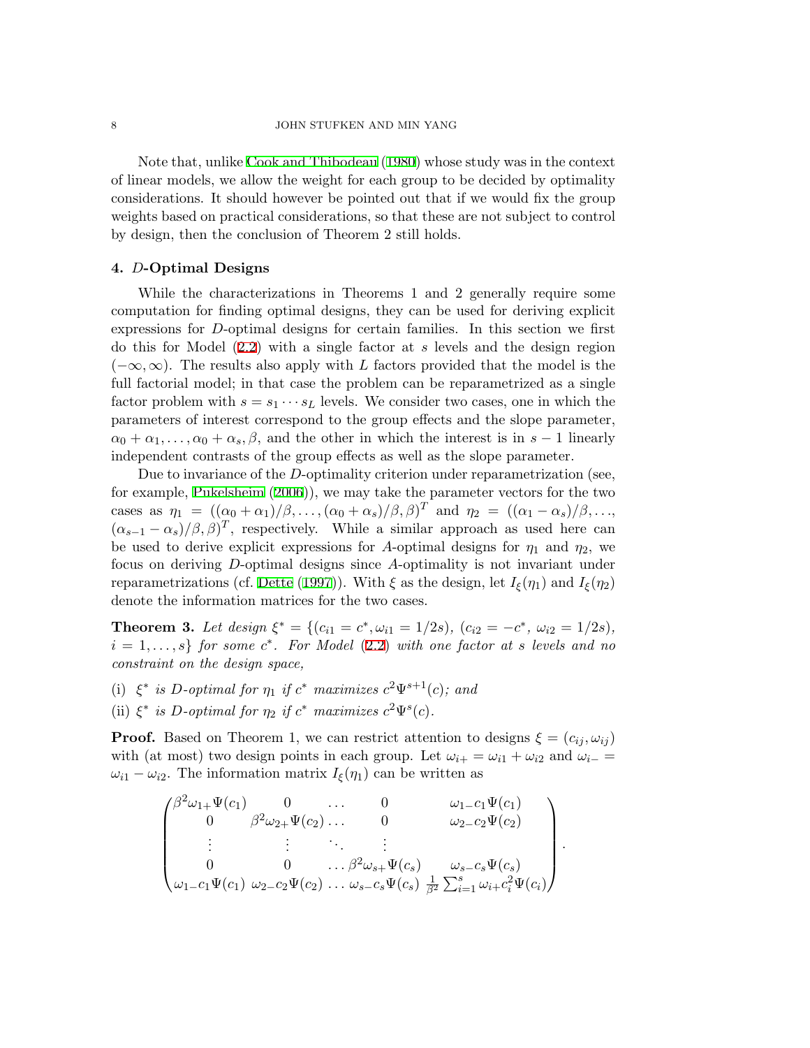Note that, unlike Cook and Thibodeau (1980) whose study was in the context of linear models, we allow the weight for each group to be decided by optimality considerations. It should however be pointed out that if we would fix the group weights based on practical considerations, so that these are not subject to control by design, then the conclusion of Theorem 2 still holds.

## 4. $D$-Optimal Designs

While the characterizations in Theorems 1 and 2 generally require some computation for finding optimal designs, they can be used for deriving explicit expressions for $D$-optimal designs for certain families. In this section we first do this for Model (2.2) with a single factor at $s$ levels and the design region $(-\infty, \infty)$. The results also apply with $L$ factors provided that the model is the full factorial model; in that case the problem can be reparametrized as a single factor problem with $s = s_1 \cdots s_L$ levels. We consider two cases, one in which the parameters of interest correspond to the group effects and the slope parameter, $\alpha_0 + \alpha_1, \ldots, \alpha_0 + \alpha_s, \beta$, and the other in which the interest is in $s-1$ linearly independent contrasts of the group effects as well as the slope parameter.

Due to invariance of the $D$-optimality criterion under reparametrization (see, for example, Pukelsheim (2006)), we may take the parameter vectors for the two cases as $\eta_1 = ((\alpha_0 + \alpha_1)/\beta, \ldots, (\alpha_0 + \alpha_s)/\beta, \beta)^T$ and $\eta_2 = ((\alpha_1 - \alpha_s)/\beta, \ldots, (\alpha_{s-1} - \alpha_s)/\beta, \beta)^T$, respectively. While a similar approach as used here can be used to derive explicit expressions for $A$-optimal designs for $\eta_1$ and $\eta_2$, we focus on deriving $D$-optimal designs since $A$-optimality is not invariant under reparametrizations (cf. Dette (1997)). With $\xi$ as the design, let $I_\xi(\eta_1)$ and $I_\xi(\eta_2)$ denote the information matrices for the two cases.

**Theorem 3.** *Let design $\xi^* = \{(c_{i1} = c^*, \omega_{i1} = 1/2s), (c_{i2} = -c^*, \omega_{i2} = 1/2s), i = 1, \ldots, s\}$ for some $c^*$. For Model (2.2) with one factor at $s$ levels and no constraint on the design space,*

(i) *$\xi^*$ is $D$-optimal for $\eta_1$ if $c^*$ maximizes $c^2\Psi^{s+1}(c)$; and*

(ii) *$\xi^*$ is $D$-optimal for $\eta_2$ if $c^*$ maximizes $c^2\Psi^{s}(c)$.*

**Proof.** Based on Theorem 1, we can restrict attention to designs $\xi = (c_{ij}, \omega_{ij})$ with (at most) two design points in each group. Let $\omega_{i+} = \omega_{i1} + \omega_{i2}$ and $\omega_{i-} = \omega_{i1} - \omega_{i2}$. The information matrix $I_\xi(\eta_1)$ can be written as

$$
\begin{pmatrix}
\beta^2\omega_{1+}\Psi(c_1) & 0 & \ldots & 0 & \omega_{1-}c_1\Psi(c_1) \\
0 & \beta^2\omega_{2+}\Psi(c_2) & \ldots & 0 & \omega_{2-}c_2\Psi(c_2) \\
\vdots & \vdots & \ddots & \vdots & \\
0 & 0 & \ldots & \beta^2\omega_{s+}\Psi(c_s) & \omega_{s-}c_s\Psi(c_s) \\
\omega_{1-}c_1\Psi(c_1) & \omega_{2-}c_2\Psi(c_2) & \ldots & \omega_{s-}c_s\Psi(c_s) & \frac{1}{\beta^2}\sum_{i=1}^{s}\omega_{i+}c_i^2\Psi(c_i)
\end{pmatrix}.
$$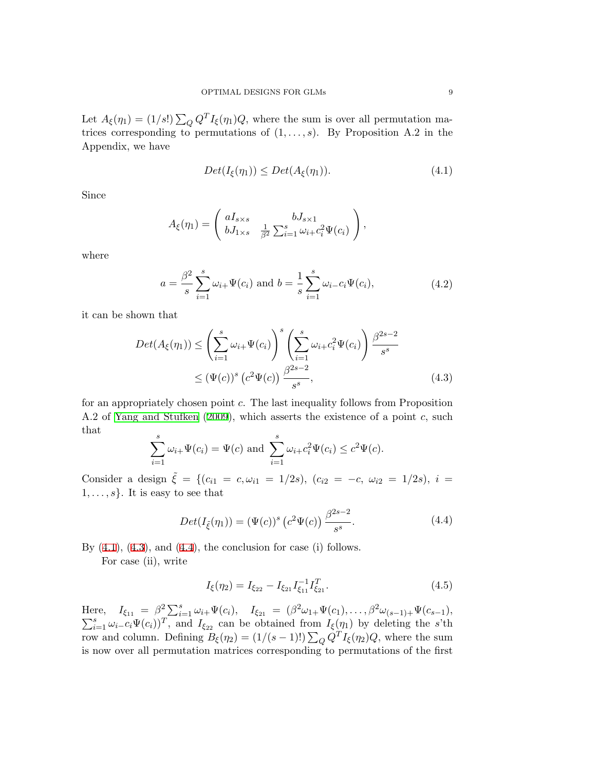Let $A_\xi(\eta_1) = (1/s!) \sum_Q Q^T I_\xi(\eta_1) Q$, where the sum is over all permutation matrices corresponding to permutations of $(1, \ldots, s)$. By Proposition A.2 in the Appendix, we have

$$Det(I_\xi(\eta_1)) \leq Det(A_\xi(\eta_1)). \tag{4.1}$$

Since

$$A_\xi(\eta_1) = \begin{pmatrix} aI_{s\times s} & bJ_{s\times 1} \\ bJ_{1\times s} & \frac{1}{\beta^2}\sum_{i=1}^s \omega_{i+} c_i^2 \Psi(c_i) \end{pmatrix},$$

where

$$a = \frac{\beta^2}{s}\sum_{i=1}^s \omega_{i+}\Psi(c_i) \text{ and } b = \frac{1}{s}\sum_{i=1}^s \omega_{i-} c_i \Psi(c_i), \tag{4.2}$$

it can be shown that

$$\begin{aligned} Det(A_\xi(\eta_1)) &\leq \left(\sum_{i=1}^s \omega_{i+}\Psi(c_i)\right)^s \left(\sum_{i=1}^s \omega_{i+} c_i^2 \Psi(c_i)\right) \frac{\beta^{2s-2}}{s^s} \\ &\leq (\Psi(c))^s \left(c^2 \Psi(c)\right) \frac{\beta^{2s-2}}{s^s}, \end{aligned} \tag{4.3}$$

for an appropriately chosen point $c$. The last inequality follows from Proposition A.2 of Yang and Stufken (2009), which asserts the existence of a point $c$, such that

$$\sum_{i=1}^s \omega_{i+}\Psi(c_i) = \Psi(c) \text{ and } \sum_{i=1}^s \omega_{i+} c_i^2 \Psi(c_i) \leq c^2 \Psi(c).$$

Consider a design $\tilde{\xi} = \{(c_{i1} = c, \omega_{i1} = 1/2s),\ (c_{i2} = -c,\ \omega_{i2} = 1/2s),\ i = 1, \ldots, s\}$. It is easy to see that

$$Det(I_{\tilde{\xi}}(\eta_1)) = (\Psi(c))^s \left(c^2 \Psi(c)\right) \frac{\beta^{2s-2}}{s^s}. \tag{4.4}$$

By (4.1), (4.3), and (4.4), the conclusion for case (i) follows.

For case (ii), write

$$I_\xi(\eta_2) = I_{\xi_{22}} - I_{\xi_{21}} I_{\xi_{11}}^{-1} I_{\xi_{21}}^T. \tag{4.5}$$

Here, $I_{\xi_{11}} = \beta^2 \sum_{i=1}^s \omega_{i+}\Psi(c_i)$, $I_{\xi_{21}} = (\beta^2 \omega_{1+}\Psi(c_1), \ldots, \beta^2 \omega_{(s-1)+}\Psi(c_{s-1}), \sum_{i=1}^s \omega_{i-} c_i \Psi(c_i))^T$, and $I_{\xi_{22}}$ can be obtained from $I_\xi(\eta_1)$ by deleting the $s$'th row and column. Defining $B_\xi(\eta_2) = (1/(s-1)!) \sum_Q Q^T I_\xi(\eta_2) Q$, where the sum is now over all permutation matrices corresponding to permutations of the first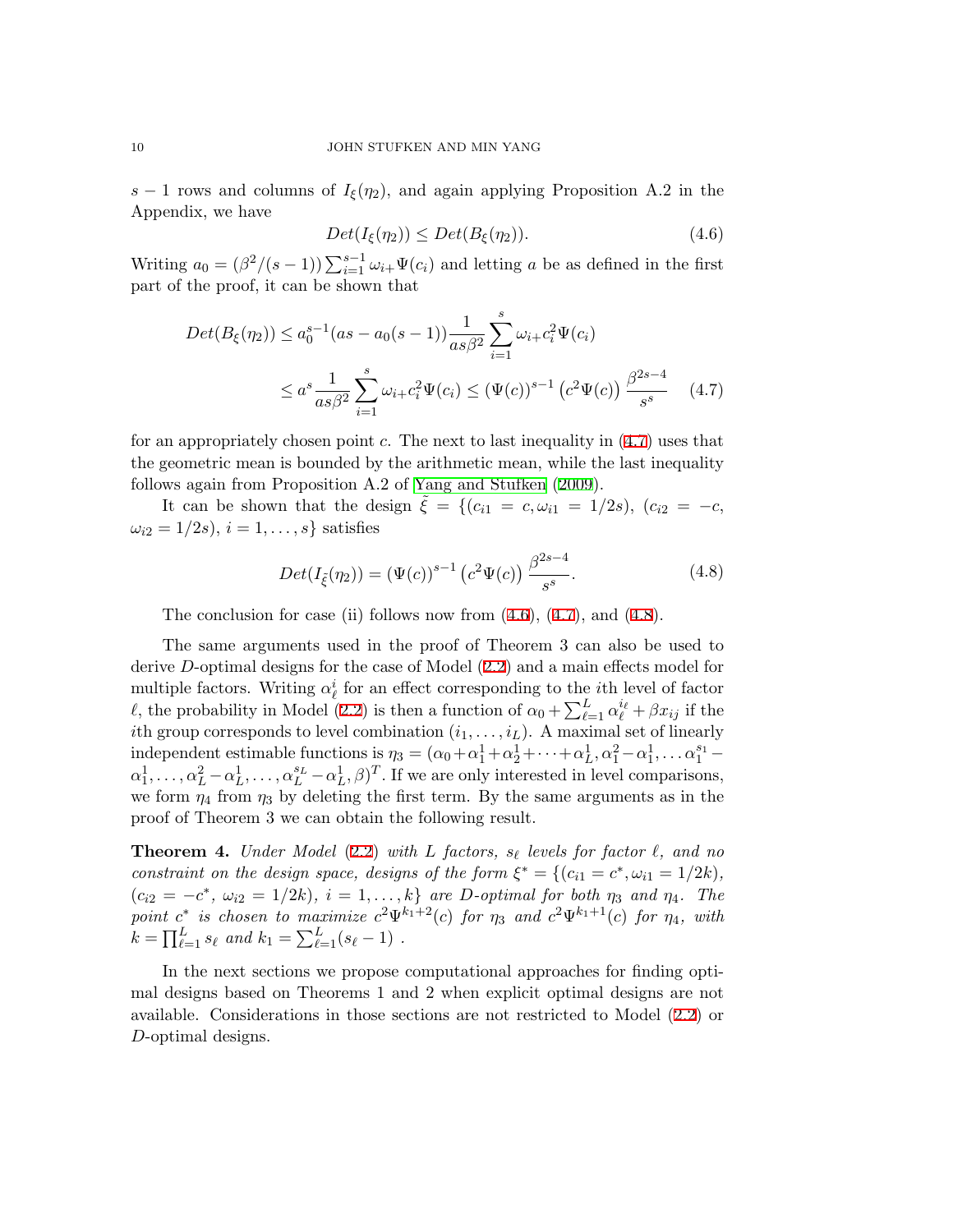$s-1$ rows and columns of $I_\xi(\eta_2)$, and again applying Proposition A.2 in the Appendix, we have

$$Det(I_\xi(\eta_2)) \leq Det(B_\xi(\eta_2)). \tag{4.6}$$

Writing $a_0 = (\beta^2/(s-1)) \sum_{i=1}^{s-1} \omega_{i+}\Psi(c_i)$ and letting $a$ be as defined in the first part of the proof, it can be shown that

$$\begin{aligned} Det(B_\xi(\eta_2)) &\leq a_0^{s-1}(as - a_0(s-1)) \frac{1}{as\beta^2} \sum_{i=1}^{s} \omega_{i+} c_i^2 \Psi(c_i) \\ &\leq a^s \frac{1}{as\beta^2} \sum_{i=1}^{s} \omega_{i+} c_i^2 \Psi(c_i) \leq (\Psi(c))^{s-1} \left(c^2 \Psi(c)\right) \frac{\beta^{2s-4}}{s^s} \end{aligned} \tag{4.7}$$

for an appropriately chosen point $c$. The next to last inequality in (4.7) uses that the geometric mean is bounded by the arithmetic mean, while the last inequality follows again from Proposition A.2 of Yang and Stufken (2009).

It can be shown that the design $\tilde{\xi} = \{(c_{i1} = c, \omega_{i1} = 1/2s), (c_{i2} = -c, \omega_{i2} = 1/2s), i = 1, \ldots, s\}$ satisfies

$$Det(I_{\tilde{\xi}}(\eta_2)) = (\Psi(c))^{s-1} \left(c^2 \Psi(c)\right) \frac{\beta^{2s-4}}{s^s}. \tag{4.8}$$

The conclusion for case (ii) follows now from (4.6), (4.7), and (4.8).

The same arguments used in the proof of Theorem 3 can also be used to derive $D$-optimal designs for the case of Model (2.2) and a main effects model for multiple factors. Writing $\alpha_\ell^i$ for an effect corresponding to the $i$th level of factor $\ell$, the probability in Model (2.2) is then a function of $\alpha_0 + \sum_{\ell=1}^{L} \alpha_\ell^{i_\ell} + \beta x_{ij}$ if the $i$th group corresponds to level combination $(i_1, \ldots, i_L)$. A maximal set of linearly independent estimable functions is $\eta_3 = (\alpha_0 + \alpha_1^1 + \alpha_2^1 + \cdots + \alpha_L^1, \alpha_1^2 - \alpha_1^1, \ldots \alpha_1^{s_1} - \alpha_1^1, \ldots, \alpha_L^2 - \alpha_L^1, \ldots, \alpha_L^{s_L} - \alpha_L^1, \beta)^T$. If we are only interested in level comparisons, we form $\eta_4$ from $\eta_3$ by deleting the first term. By the same arguments as in the proof of Theorem 3 we can obtain the following result.

**Theorem 4.** *Under Model (2.2) with $L$ factors, $s_\ell$ levels for factor $\ell$, and no constraint on the design space, designs of the form $\xi^* = \{(c_{i1} = c^*, \omega_{i1} = 1/2k), (c_{i2} = -c^*, \omega_{i2} = 1/2k), i = 1, \ldots, k\}$ are $D$-optimal for both $\eta_3$ and $\eta_4$. The point $c^*$ is chosen to maximize $c^2\Psi^{k_1+2}(c)$ for $\eta_3$ and $c^2\Psi^{k_1+1}(c)$ for $\eta_4$, with $k = \prod_{\ell=1}^{L} s_\ell$ and $k_1 = \sum_{\ell=1}^{L}(s_\ell - 1)$ .*

In the next sections we propose computational approaches for finding optimal designs based on Theorems 1 and 2 when explicit optimal designs are not available. Considerations in those sections are not restricted to Model (2.2) or $D$-optimal designs.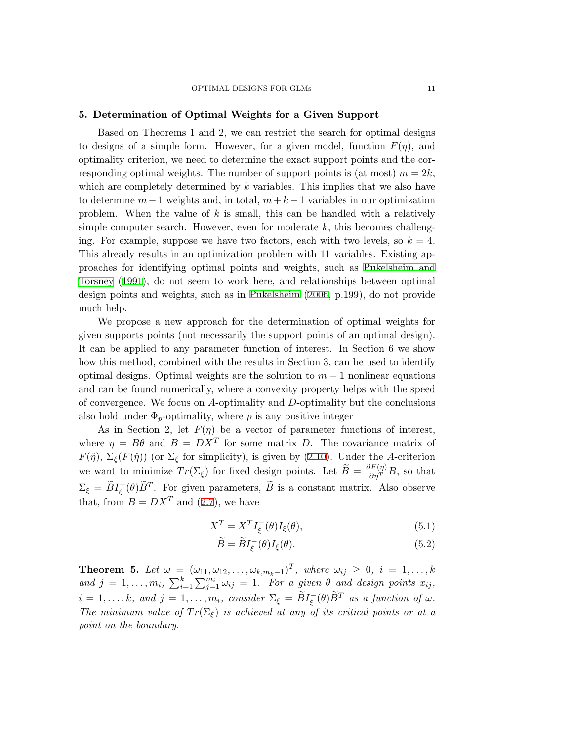## 5. Determination of Optimal Weights for a Given Support

Based on Theorems 1 and 2, we can restrict the search for optimal designs to designs of a simple form. However, for a given model, function $F(\eta)$, and optimality criterion, we need to determine the exact support points and the corresponding optimal weights. The number of support points is (at most) $m = 2k$, which are completely determined by $k$ variables. This implies that we also have to determine $m-1$ weights and, in total, $m+k-1$ variables in our optimization problem. When the value of $k$ is small, this can be handled with a relatively simple computer search. However, even for moderate $k$, this becomes challenging. For example, suppose we have two factors, each with two levels, so $k = 4$. This already results in an optimization problem with 11 variables. Existing approaches for identifying optimal points and weights, such as Pukelsheim and Torsney (1991), do not seem to work here, and relationships between optimal design points and weights, such as in Pukelsheim (2006, p.199), do not provide much help.

We propose a new approach for the determination of optimal weights for given supports points (not necessarily the support points of an optimal design). It can be applied to any parameter function of interest. In Section 6 we show how this method, combined with the results in Section 3, can be used to identify optimal designs. Optimal weights are the solution to $m-1$ nonlinear equations and can be found numerically, where a convexity property helps with the speed of convergence. We focus on $A$-optimality and $D$-optimality but the conclusions also hold under $\Phi_p$-optimality, where $p$ is any positive integer

As in Section 2, let $F(\eta)$ be a vector of parameter functions of interest, where $\eta = B\theta$ and $B = DX^T$ for some matrix $D$. The covariance matrix of $F(\hat{\eta})$, $\Sigma_\xi(F(\hat{\eta}))$ (or $\Sigma_\xi$ for simplicity), is given by (2.10). Under the $A$-criterion we want to minimize $Tr(\Sigma_\xi)$ for fixed design points. Let $\widetilde{B} = \frac{\partial F(\eta)}{\partial \eta^T} B$, so that $\Sigma_\xi = \widetilde{B} I_\xi^-(\theta) \widetilde{B}^T$. For given parameters, $\widetilde{B}$ is a constant matrix. Also observe that, from $B = DX^T$ and (2.7), we have

$$X^T = X^T I_\xi^-(\theta) I_\xi(\theta), \tag{5.1}$$

$$\widetilde{B} = \widetilde{B} I_\xi^-(\theta) I_\xi(\theta). \tag{5.2}$$

**Theorem 5.** *Let $\omega = (\omega_{11}, \omega_{12}, \ldots, \omega_{k,m_k-1})^T$, where $\omega_{ij} \geq 0$, $i = 1, \ldots, k$ and $j = 1, \ldots, m_i$, $\sum_{i=1}^{k} \sum_{j=1}^{m_i} \omega_{ij} = 1$. For a given $\theta$ and design points $x_{ij}$, $i = 1, \ldots, k$, and $j = 1, \ldots, m_i$, consider $\Sigma_\xi = \widetilde{B} I_\xi^-(\theta) \widetilde{B}^T$ as a function of $\omega$. The minimum value of $Tr(\Sigma_\xi)$ is achieved at any of its critical points or at a point on the boundary.*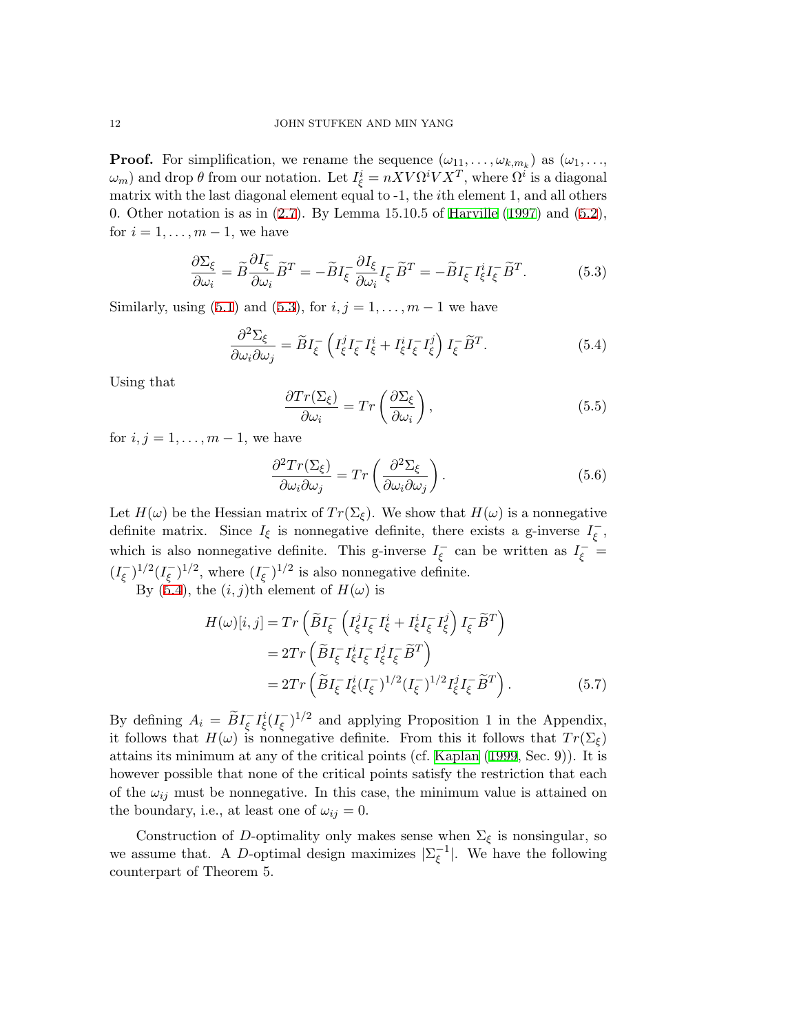**Proof.** For simplification, we rename the sequence $(\omega_{11}, \ldots, \omega_{k,m_k})$ as $(\omega_1, \ldots, \omega_m)$ and drop $\theta$ from our notation. Let $I_\xi^i = nXV\Omega^i VX^T$, where $\Omega^i$ is a diagonal matrix with the last diagonal element equal to -1, the $i$th element 1, and all others 0. Other notation is as in (2.7). By Lemma 15.10.5 of Harville (1997) and (5.2), for $i = 1, \ldots, m-1$, we have

$$\frac{\partial \Sigma_\xi}{\partial \omega_i} = \widetilde{B}\frac{\partial I_\xi^-}{\partial \omega_i}\widetilde{B}^T = -\widetilde{B}I_\xi^- \frac{\partial I_\xi}{\partial \omega_i} I_\xi^- \widetilde{B}^T = -\widetilde{B}I_\xi^- I_\xi^i I_\xi^- \widetilde{B}^T. \tag{5.3}$$

Similarly, using (5.1) and (5.3), for $i, j = 1, \ldots, m-1$ we have

$$\frac{\partial^2 \Sigma_\xi}{\partial \omega_i \partial \omega_j} = \widetilde{B}I_\xi^- \left( I_\xi^j I_\xi^- I_\xi^i + I_\xi^i I_\xi^- I_\xi^j \right) I_\xi^- \widetilde{B}^T. \tag{5.4}$$

Using that

$$\frac{\partial Tr(\Sigma_\xi)}{\partial \omega_i} = Tr\left(\frac{\partial \Sigma_\xi}{\partial \omega_i}\right), \tag{5.5}$$

for $i, j = 1, \ldots, m-1$, we have

$$\frac{\partial^2 Tr(\Sigma_\xi)}{\partial \omega_i \partial \omega_j} = Tr\left(\frac{\partial^2 \Sigma_\xi}{\partial \omega_i \partial \omega_j}\right). \tag{5.6}$$

Let $H(\omega)$ be the Hessian matrix of $Tr(\Sigma_\xi)$. We show that $H(\omega)$ is a nonnegative definite matrix. Since $I_\xi$ is nonnegative definite, there exists a g-inverse $I_\xi^-$, which is also nonnegative definite. This g-inverse $I_\xi^-$ can be written as $I_\xi^- = (I_\xi^-)^{1/2}(I_\xi^-)^{1/2}$, where $(I_\xi^-)^{1/2}$ is also nonnegative definite.

By (5.4), the $(i, j)$th element of $H(\omega)$ is

$$\begin{aligned}
H(\omega)[i,j] &= Tr\left(\widetilde{B}I_\xi^- \left( I_\xi^j I_\xi^- I_\xi^i + I_\xi^i I_\xi^- I_\xi^j \right) I_\xi^- \widetilde{B}^T\right) \\
&= 2Tr\left(\widetilde{B}I_\xi^- I_\xi^i I_\xi^- I_\xi^j I_\xi^- \widetilde{B}^T\right) \\
&= 2Tr\left(\widetilde{B}I_\xi^- I_\xi^i (I_\xi^-)^{1/2} (I_\xi^-)^{1/2} I_\xi^j I_\xi^- \widetilde{B}^T\right).
\end{aligned} \tag{5.7}$$

By defining $A_i = \widetilde{B}I_\xi^- I_\xi^i (I_\xi^-)^{1/2}$ and applying Proposition 1 in the Appendix, it follows that $H(\omega)$ is nonnegative definite. From this it follows that $Tr(\Sigma_\xi)$ attains its minimum at any of the critical points (cf. Kaplan (1999, Sec. 9)). It is however possible that none of the critical points satisfy the restriction that each of the $\omega_{ij}$ must be nonnegative. In this case, the minimum value is attained on the boundary, i.e., at least one of $\omega_{ij} = 0$.

Construction of $D$-optimality only makes sense when $\Sigma_\xi$ is nonsingular, so we assume that. A $D$-optimal design maximizes $|\Sigma_\xi^{-1}|$. We have the following counterpart of Theorem 5.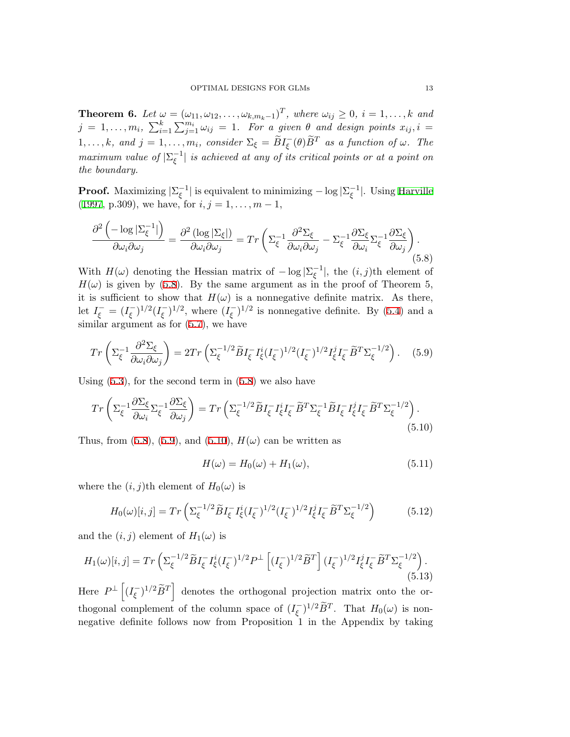**Theorem 6.** *Let $\omega = (\omega_{11}, \omega_{12}, \ldots, \omega_{k,m_k-1})^T$, where $\omega_{ij} \geq 0$, $i = 1, \ldots, k$ and $j = 1, \ldots, m_i$, $\sum_{i=1}^{k} \sum_{j=1}^{m_i} \omega_{ij} = 1$. For a given $\theta$ and design points $x_{ij}, i = 1, \ldots, k$, and $j = 1, \ldots, m_i$, consider $\Sigma_\xi = \widetilde{B} I_\xi^-(\theta) \widetilde{B}^T$ as a function of $\omega$. The maximum value of $|\Sigma_\xi^{-1}|$ is achieved at any of its critical points or at a point on the boundary.*

**Proof.** Maximizing $|\Sigma_\xi^{-1}|$ is equivalent to minimizing $-\log|\Sigma_\xi^{-1}|$. Using Harville (1997, p.309), we have, for $i, j = 1, \ldots, m-1$,

$$\frac{\partial^2 \left(-\log|\Sigma_\xi^{-1}|\right)}{\partial\omega_i \partial\omega_j} = \frac{\partial^2 \left(\log|\Sigma_\xi|\right)}{\partial\omega_i \partial\omega_j} = Tr\left(\Sigma_\xi^{-1} \frac{\partial^2 \Sigma_\xi}{\partial\omega_i \partial\omega_j} - \Sigma_\xi^{-1} \frac{\partial \Sigma_\xi}{\partial\omega_i} \Sigma_\xi^{-1} \frac{\partial \Sigma_\xi}{\partial\omega_j}\right). \tag{5.8}$$

With $H(\omega)$ denoting the Hessian matrix of $-\log|\Sigma_\xi^{-1}|$, the $(i,j)$th element of $H(\omega)$ is given by (5.8). By the same argument as in the proof of Theorem 5, it is sufficient to show that $H(\omega)$ is a nonnegative definite matrix. As there, let $I_\xi^- = (I_\xi^-)^{1/2}(I_\xi^-)^{1/2}$, where $(I_\xi^-)^{1/2}$ is nonnegative definite. By (5.4) and a similar argument as for (5.7), we have

$$Tr\left(\Sigma_\xi^{-1} \frac{\partial^2 \Sigma_\xi}{\partial\omega_i \partial\omega_j}\right) = 2Tr\left(\Sigma_\xi^{-1/2} \widetilde{B} I_\xi^- I_\xi^i (I_\xi^-)^{1/2} (I_\xi^-)^{1/2} I_\xi^j I_\xi^- \widetilde{B}^T \Sigma_\xi^{-1/2}\right). \tag{5.9}$$

Using (5.3), for the second term in (5.8) we also have

$$Tr\left(\Sigma_\xi^{-1} \frac{\partial \Sigma_\xi}{\partial\omega_i} \Sigma_\xi^{-1} \frac{\partial \Sigma_\xi}{\partial\omega_j}\right) = Tr\left(\Sigma_\xi^{-1/2} \widetilde{B} I_\xi^- I_\xi^i I_\xi^- \widetilde{B}^T \Sigma_\xi^{-1} \widetilde{B} I_\xi^- I_\xi^j I_\xi^- \widetilde{B}^T \Sigma_\xi^{-1/2}\right). \tag{5.10}$$

Thus, from (5.8), (5.9), and (5.10), $H(\omega)$ can be written as

$$H(\omega) = H_0(\omega) + H_1(\omega), \tag{5.11}$$

where the $(i,j)$th element of $H_0(\omega)$ is

$$H_0(\omega)[i,j] = Tr\left(\Sigma_\xi^{-1/2} \widetilde{B} I_\xi^- I_\xi^i (I_\xi^-)^{1/2} (I_\xi^-)^{1/2} I_\xi^j I_\xi^- \widetilde{B}^T \Sigma_\xi^{-1/2}\right) \tag{5.12}$$

and the $(i,j)$ element of $H_1(\omega)$ is

$$H_1(\omega)[i,j] = Tr\left(\Sigma_\xi^{-1/2} \widetilde{B} I_\xi^- I_\xi^i (I_\xi^-)^{1/2} P^\perp \left[(I_\xi^-)^{1/2} \widetilde{B}^T\right] (I_\xi^-)^{1/2} I_\xi^j I_\xi^- \widetilde{B}^T \Sigma_\xi^{-1/2}\right). \tag{5.13}$$

Here $P^\perp \left[(I_\xi^-)^{1/2} \widetilde{B}^T\right]$ denotes the orthogonal projection matrix onto the orthogonal complement of the column space of $(I_\xi^-)^{1/2} \widetilde{B}^T$. That $H_0(\omega)$ is nonnegative definite follows now from Proposition 1 in the Appendix by taking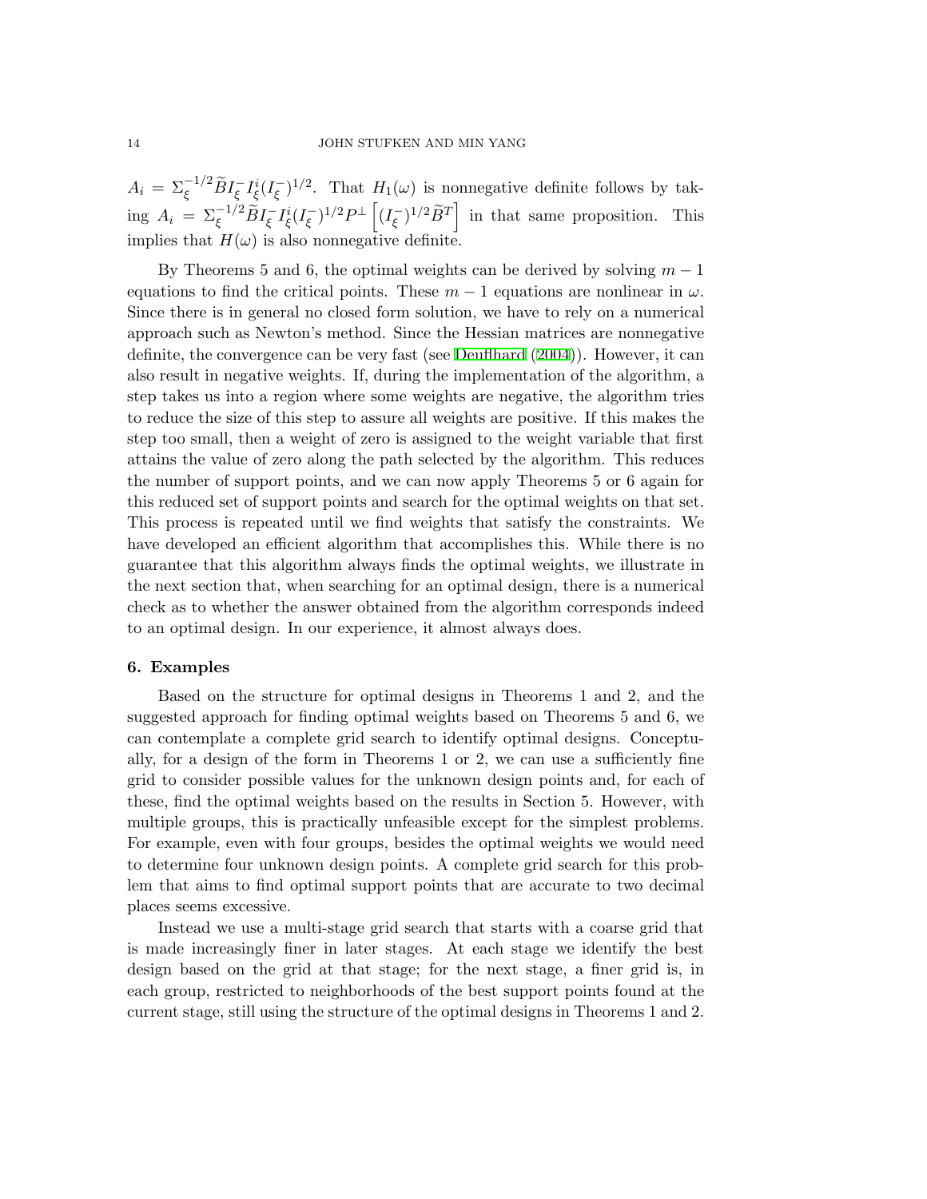$A_i = \Sigma_\xi^{-1/2}\widetilde{B}I_\xi^- I_\xi^i (I_\xi^-)^{1/2}$. That $H_1(\omega)$ is nonnegative definite follows by taking $A_i = \Sigma_\xi^{-1/2}\widetilde{B}I_\xi^- I_\xi^i (I_\xi^-)^{1/2} P^\perp\left[(I_\xi^-)^{1/2}\widetilde{B}^T\right]$ in that same proposition. This implies that $H(\omega)$ is also nonnegative definite.

By Theorems 5 and 6, the optimal weights can be derived by solving $m-1$ equations to find the critical points. These $m-1$ equations are nonlinear in $\omega$. Since there is in general no closed form solution, we have to rely on a numerical approach such as Newton's method. Since the Hessian matrices are nonnegative definite, the convergence can be very fast (see Deuflhard (2004)). However, it can also result in negative weights. If, during the implementation of the algorithm, a step takes us into a region where some weights are negative, the algorithm tries to reduce the size of this step to assure all weights are positive. If this makes the step too small, then a weight of zero is assigned to the weight variable that first attains the value of zero along the path selected by the algorithm. This reduces the number of support points, and we can now apply Theorems 5 or 6 again for this reduced set of support points and search for the optimal weights on that set. This process is repeated until we find weights that satisfy the constraints. We have developed an efficient algorithm that accomplishes this. While there is no guarantee that this algorithm always finds the optimal weights, we illustrate in the next section that, when searching for an optimal design, there is a numerical check as to whether the answer obtained from the algorithm corresponds indeed to an optimal design. In our experience, it almost always does.

## 6. Examples

Based on the structure for optimal designs in Theorems 1 and 2, and the suggested approach for finding optimal weights based on Theorems 5 and 6, we can contemplate a complete grid search to identify optimal designs. Conceptually, for a design of the form in Theorems 1 or 2, we can use a sufficiently fine grid to consider possible values for the unknown design points and, for each of these, find the optimal weights based on the results in Section 5. However, with multiple groups, this is practically unfeasible except for the simplest problems. For example, even with four groups, besides the optimal weights we would need to determine four unknown design points. A complete grid search for this problem that aims to find optimal support points that are accurate to two decimal places seems excessive.

Instead we use a multi-stage grid search that starts with a coarse grid that is made increasingly finer in later stages. At each stage we identify the best design based on the grid at that stage; for the next stage, a finer grid is, in each group, restricted to neighborhoods of the best support points found at the current stage, still using the structure of the optimal designs in Theorems 1 and 2.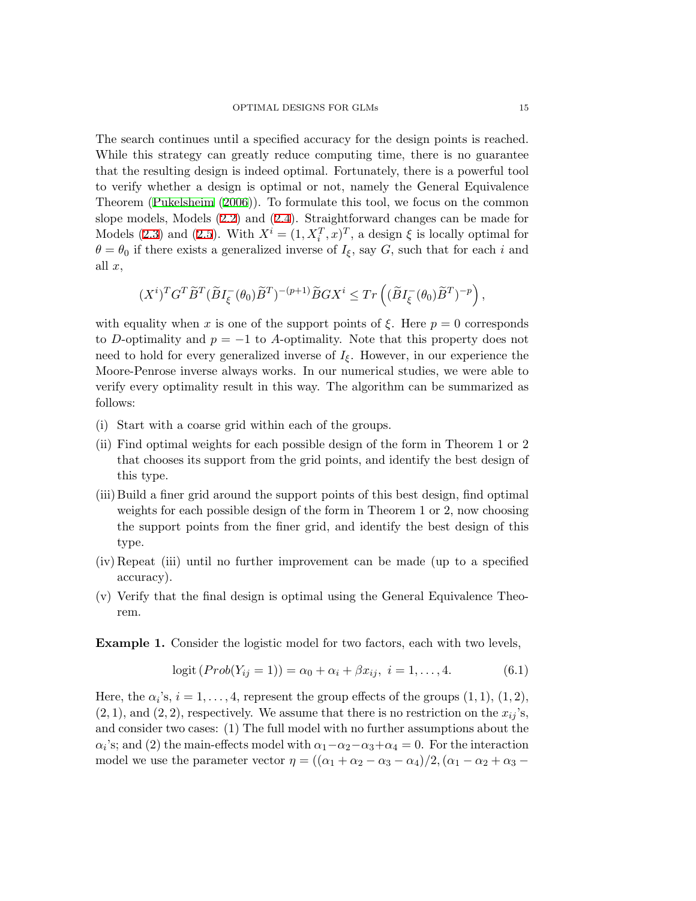The search continues until a specified accuracy for the design points is reached. While this strategy can greatly reduce computing time, there is no guarantee that the resulting design is indeed optimal. Fortunately, there is a powerful tool to verify whether a design is optimal or not, namely the General Equivalence Theorem (Pukelsheim (2006)). To formulate this tool, we focus on the common slope models, Models (2.2) and (2.4). Straightforward changes can be made for Models (2.3) and (2.5). With $X^i = (1, X_i^T, x)^T$, a design $\xi$ is locally optimal for $\theta = \theta_0$ if there exists a generalized inverse of $I_\xi$, say $G$, such that for each $i$ and all $x$,

$$(X^i)^T G^T \widetilde{B}^T (\widetilde{B} I_\xi^-(\theta_0) \widetilde{B}^T)^{-(p+1)} \widetilde{B} G X^i \leq Tr\left( (\widetilde{B} I_\xi^-(\theta_0) \widetilde{B}^T)^{-p} \right),$$

with equality when $x$ is one of the support points of $\xi$. Here $p = 0$ corresponds to $D$-optimality and $p = -1$ to $A$-optimality. Note that this property does not need to hold for every generalized inverse of $I_\xi$. However, in our experience the Moore-Penrose inverse always works. In our numerical studies, we were able to verify every optimality result in this way. The algorithm can be summarized as follows:

(i) Start with a coarse grid within each of the groups.

(ii) Find optimal weights for each possible design of the form in Theorem 1 or 2 that chooses its support from the grid points, and identify the best design of this type.

(iii) Build a finer grid around the support points of this best design, find optimal weights for each possible design of the form in Theorem 1 or 2, now choosing the support points from the finer grid, and identify the best design of this type.

(iv) Repeat (iii) until no further improvement can be made (up to a specified accuracy).

(v) Verify that the final design is optimal using the General Equivalence Theorem.

**Example 1.** Consider the logistic model for two factors, each with two levels,

$$\text{logit}\,(Prob(Y_{ij} = 1)) = \alpha_0 + \alpha_i + \beta x_{ij},\ i = 1, \ldots, 4. \tag{6.1}$$

Here, the $\alpha_i$'s, $i = 1, \ldots, 4$, represent the group effects of the groups $(1,1)$, $(1,2)$, $(2,1)$, and $(2,2)$, respectively. We assume that there is no restriction on the $x_{ij}$'s, and consider two cases: (1) The full model with no further assumptions about the $\alpha_i$'s; and (2) the main-effects model with $\alpha_1 - \alpha_2 - \alpha_3 + \alpha_4 = 0$. For the interaction model we use the parameter vector $\eta = ((\alpha_1 + \alpha_2 - \alpha_3 - \alpha_4)/2, (\alpha_1 - \alpha_2 + \alpha_3 -$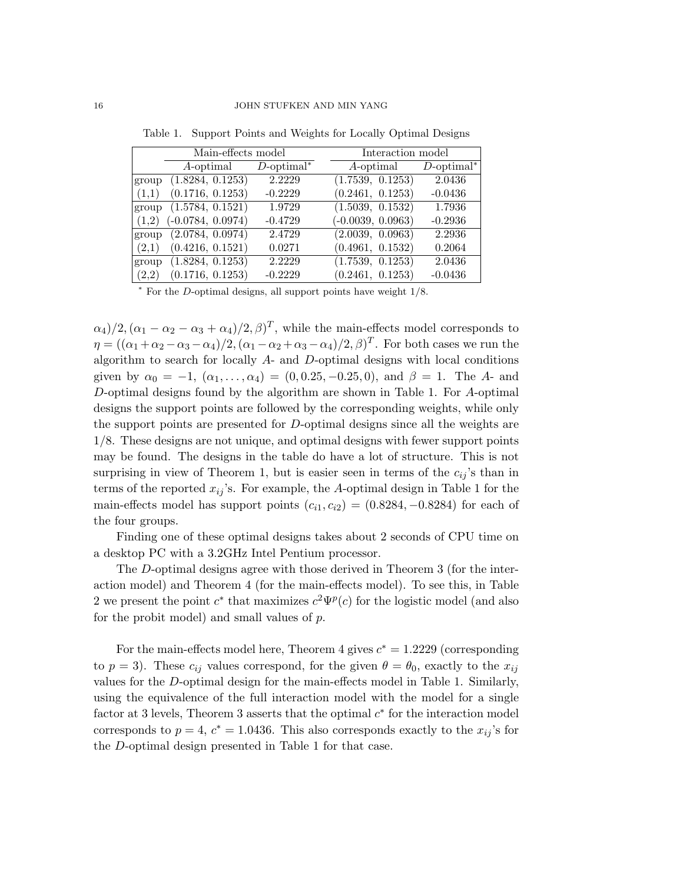Table 1. Support Points and Weights for Locally Optimal Designs

| | Main-effects model | | Interaction model | |
|---|---|---|---|---|
| | $A$-optimal | $D$-optimal* | $A$-optimal | $D$-optimal* |
| group | (1.8284, 0.1253) | 2.2229 | (1.7539, 0.1253) | 2.0436 |
| (1,1) | (0.1716, 0.1253) | -0.2229 | (0.2461, 0.1253) | -0.0436 |
| group | (1.5784, 0.1521) | 1.9729 | (1.5039, 0.1532) | 1.7936 |
| (1,2) | (-0.0784, 0.0974) | -0.4729 | (-0.0039, 0.0963) | -0.2936 |
| group | (2.0784, 0.0974) | 2.4729 | (2.0039, 0.0963) | 2.2936 |
| (2,1) | (0.4216, 0.1521) | 0.0271 | (0.4961, 0.1532) | 0.2064 |
| group | (1.8284, 0.1253) | 2.2229 | (1.7539, 0.1253) | 2.0436 |
| (2,2) | (0.1716, 0.1253) | -0.2229 | (0.2461, 0.1253) | -0.0436 |

* For the $D$-optimal designs, all support points have weight 1/8.

$\alpha_4)/2, (\alpha_1 - \alpha_2 - \alpha_3 + \alpha_4)/2, \beta)^T$, while the main-effects model corresponds to $\eta = ((\alpha_1 + \alpha_2 - \alpha_3 - \alpha_4)/2, (\alpha_1 - \alpha_2 + \alpha_3 - \alpha_4)/2, \beta)^T$. For both cases we run the algorithm to search for locally $A$- and $D$-optimal designs with local conditions given by $\alpha_0 = -1$, $(\alpha_1, \ldots, \alpha_4) = (0, 0.25, -0.25, 0)$, and $\beta = 1$. The $A$- and $D$-optimal designs found by the algorithm are shown in Table 1. For $A$-optimal designs the support points are followed by the corresponding weights, while only the support points are presented for $D$-optimal designs since all the weights are 1/8. These designs are not unique, and optimal designs with fewer support points may be found. The designs in the table do have a lot of structure. This is not surprising in view of Theorem 1, but is easier seen in terms of the $c_{ij}$'s than in terms of the reported $x_{ij}$'s. For example, the $A$-optimal design in Table 1 for the main-effects model has support points $(c_{i1}, c_{i2}) = (0.8284, -0.8284)$ for each of the four groups.

Finding one of these optimal designs takes about 2 seconds of CPU time on a desktop PC with a 3.2GHz Intel Pentium processor.

The $D$-optimal designs agree with those derived in Theorem 3 (for the interaction model) and Theorem 4 (for the main-effects model). To see this, in Table 2 we present the point $c^*$ that maximizes $c^2\Psi^p(c)$ for the logistic model (and also for the probit model) and small values of $p$.

For the main-effects model here, Theorem 4 gives $c^* = 1.2229$ (corresponding to $p = 3$). These $c_{ij}$ values correspond, for the given $\theta = \theta_0$, exactly to the $x_{ij}$ values for the $D$-optimal design for the main-effects model in Table 1. Similarly, using the equivalence of the full interaction model with the model for a single factor at 3 levels, Theorem 3 asserts that the optimal $c^*$ for the interaction model corresponds to $p = 4$, $c^* = 1.0436$. This also corresponds exactly to the $x_{ij}$'s for the $D$-optimal design presented in Table 1 for that case.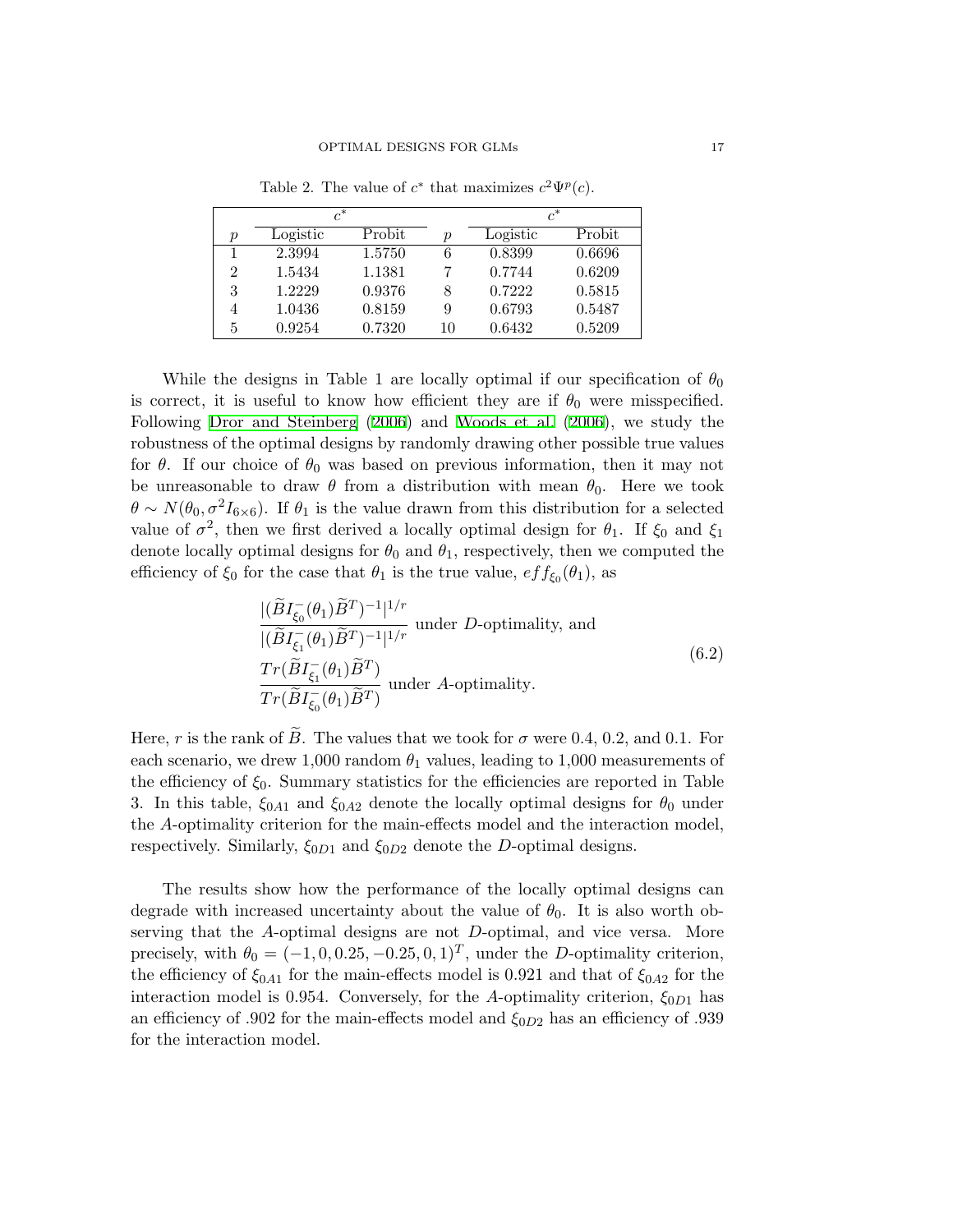Table 2. The value of $c^*$ that maximizes $c^2\Psi^p(c)$.

| | $c^*$ | | | $c^*$ | |
|---|---|---|---|---|---|
| $p$ | Logistic | Probit | $p$ | Logistic | Probit |
| 1 | 2.3994 | 1.5750 | 6 | 0.8399 | 0.6696 |
| 2 | 1.5434 | 1.1381 | 7 | 0.7744 | 0.6209 |
| 3 | 1.2229 | 0.9376 | 8 | 0.7222 | 0.5815 |
| 4 | 1.0436 | 0.8159 | 9 | 0.6793 | 0.5487 |
| 5 | 0.9254 | 0.7320 | 10 | 0.6432 | 0.5209 |

While the designs in Table 1 are locally optimal if our specification of $\theta_0$ is correct, it is useful to know how efficient they are if $\theta_0$ were misspecified. Following Dror and Steinberg (2006) and Woods et al. (2006), we study the robustness of the optimal designs by randomly drawing other possible true values for $\theta$. If our choice of $\theta_0$ was based on previous information, then it may not be unreasonable to draw $\theta$ from a distribution with mean $\theta_0$. Here we took $\theta \sim N(\theta_0, \sigma^2 I_{6\times 6})$. If $\theta_1$ is the value drawn from this distribution for a selected value of $\sigma^2$, then we first derived a locally optimal design for $\theta_1$. If $\xi_0$ and $\xi_1$ denote locally optimal designs for $\theta_0$ and $\theta_1$, respectively, then we computed the efficiency of $\xi_0$ for the case that $\theta_1$ is the true value, $eff_{\xi_0}(\theta_1)$, as

$$
\begin{aligned}
&\frac{|(\widetilde{B}I^{-}_{\xi_0}(\theta_1)\widetilde{B}^T)^{-1}|^{1/r}}{|(\widetilde{B}I^{-}_{\xi_1}(\theta_1)\widetilde{B}^T)^{-1}|^{1/r}} \text{ under } D\text{-optimality, and} \\
&\frac{Tr(\widetilde{B}I^{-}_{\xi_1}(\theta_1)\widetilde{B}^T)}{Tr(\widetilde{B}I^{-}_{\xi_0}(\theta_1)\widetilde{B}^T)} \text{ under } A\text{-optimality.}
\end{aligned}
\tag{6.2}
$$

Here, $r$ is the rank of $\widetilde{B}$. The values that we took for $\sigma$ were 0.4, 0.2, and 0.1. For each scenario, we drew 1,000 random $\theta_1$ values, leading to 1,000 measurements of the efficiency of $\xi_0$. Summary statistics for the efficiencies are reported in Table 3. In this table, $\xi_{0A1}$ and $\xi_{0A2}$ denote the locally optimal designs for $\theta_0$ under the $A$-optimality criterion for the main-effects model and the interaction model, respectively. Similarly, $\xi_{0D1}$ and $\xi_{0D2}$ denote the $D$-optimal designs.

The results show how the performance of the locally optimal designs can degrade with increased uncertainty about the value of $\theta_0$. It is also worth observing that the $A$-optimal designs are not $D$-optimal, and vice versa. More precisely, with $\theta_0 = (-1, 0, 0.25, -0.25, 0, 1)^T$, under the $D$-optimality criterion, the efficiency of $\xi_{0A1}$ for the main-effects model is 0.921 and that of $\xi_{0A2}$ for the interaction model is 0.954. Conversely, for the $A$-optimality criterion, $\xi_{0D1}$ has an efficiency of .902 for the main-effects model and $\xi_{0D2}$ has an efficiency of .939 for the interaction model.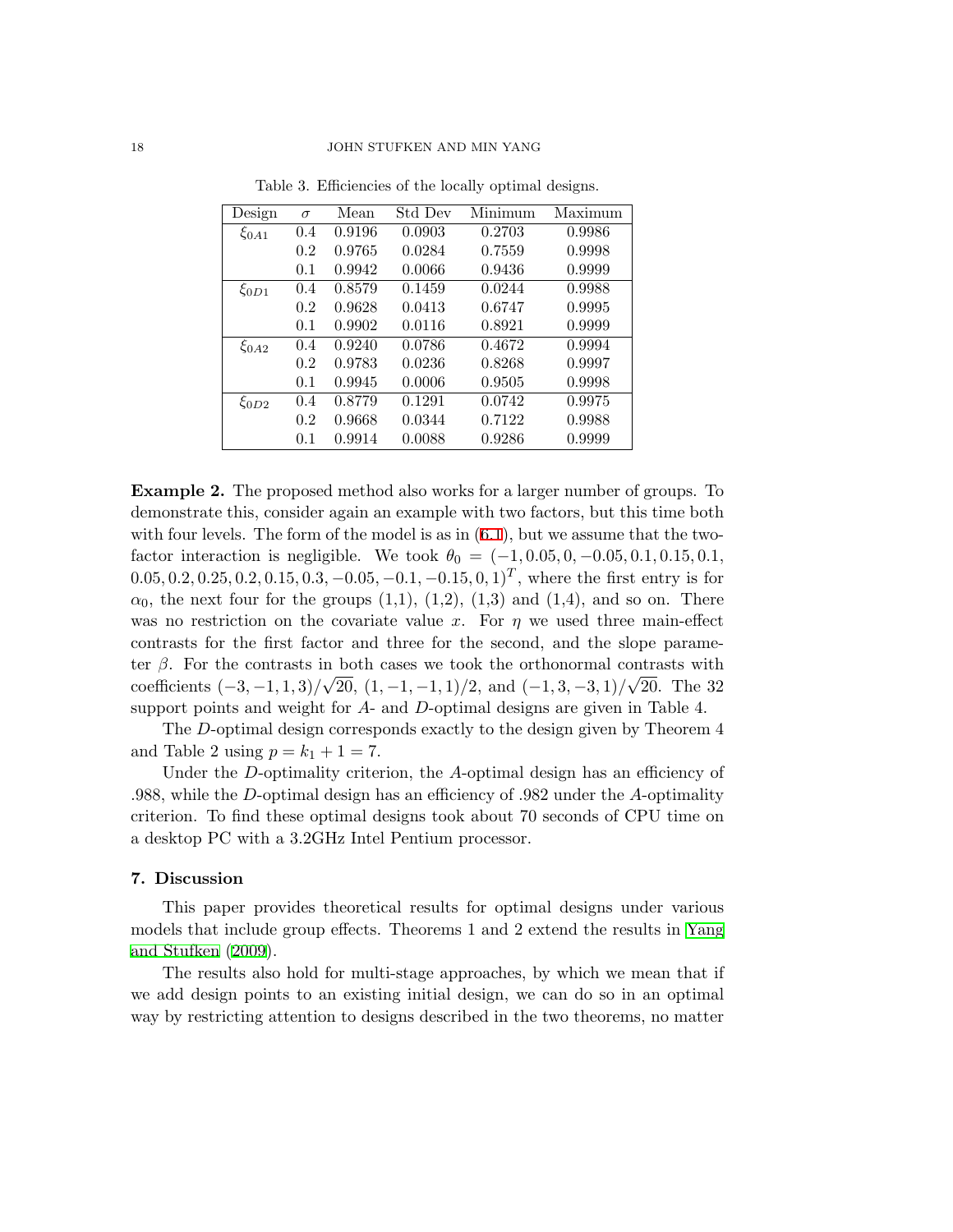Table 3. Efficiencies of the locally optimal designs.

| Design | $\sigma$ | Mean | Std Dev | Minimum | Maximum |
|---|---|---|---|---|---|
| $\xi_{0A1}$ | 0.4 | 0.9196 | 0.0903 | 0.2703 | 0.9986 |
| | 0.2 | 0.9765 | 0.0284 | 0.7559 | 0.9998 |
| | 0.1 | 0.9942 | 0.0066 | 0.9436 | 0.9999 |
| $\xi_{0D1}$ | 0.4 | 0.8579 | 0.1459 | 0.0244 | 0.9988 |
| | 0.2 | 0.9628 | 0.0413 | 0.6747 | 0.9995 |
| | 0.1 | 0.9902 | 0.0116 | 0.8921 | 0.9999 |
| $\xi_{0A2}$ | 0.4 | 0.9240 | 0.0786 | 0.4672 | 0.9994 |
| | 0.2 | 0.9783 | 0.0236 | 0.8268 | 0.9997 |
| | 0.1 | 0.9945 | 0.0006 | 0.9505 | 0.9998 |
| $\xi_{0D2}$ | 0.4 | 0.8779 | 0.1291 | 0.0742 | 0.9975 |
| | 0.2 | 0.9668 | 0.0344 | 0.7122 | 0.9988 |
| | 0.1 | 0.9914 | 0.0088 | 0.9286 | 0.9999 |

**Example 2.** The proposed method also works for a larger number of groups. To demonstrate this, consider again an example with two factors, but this time both with four levels. The form of the model is as in (6.1), but we assume that the two-factor interaction is negligible. We took $\theta_0 = (-1, 0.05, 0, -0.05, 0.1, 0.15, 0.1, 0.05, 0.2, 0.25, 0.2, 0.15, 0.3, -0.05, -0.1, -0.15, 0, 1)^T$, where the first entry is for $\alpha_0$, the next four for the groups (1,1), (1,2), (1,3) and (1,4), and so on. There was no restriction on the covariate value $x$. For $\eta$ we used three main-effect contrasts for the first factor and three for the second, and the slope parameter $\beta$. For the contrasts in both cases we took the orthonormal contrasts with coefficients $(-3, -1, 1, 3)/\sqrt{20}$, $(1, -1, -1, 1)/2$, and $(-1, 3, -3, 1)/\sqrt{20}$. The 32 support points and weight for $A$- and $D$-optimal designs are given in Table 4.

The $D$-optimal design corresponds exactly to the design given by Theorem 4 and Table 2 using $p = k_1 + 1 = 7$.

Under the $D$-optimality criterion, the $A$-optimal design has an efficiency of .988, while the $D$-optimal design has an efficiency of .982 under the $A$-optimality criterion. To find these optimal designs took about 70 seconds of CPU time on a desktop PC with a 3.2GHz Intel Pentium processor.

## 7. Discussion

This paper provides theoretical results for optimal designs under various models that include group effects. Theorems 1 and 2 extend the results in Yang and Stufken (2009).

The results also hold for multi-stage approaches, by which we mean that if we add design points to an existing initial design, we can do so in an optimal way by restricting attention to designs described in the two theorems, no matter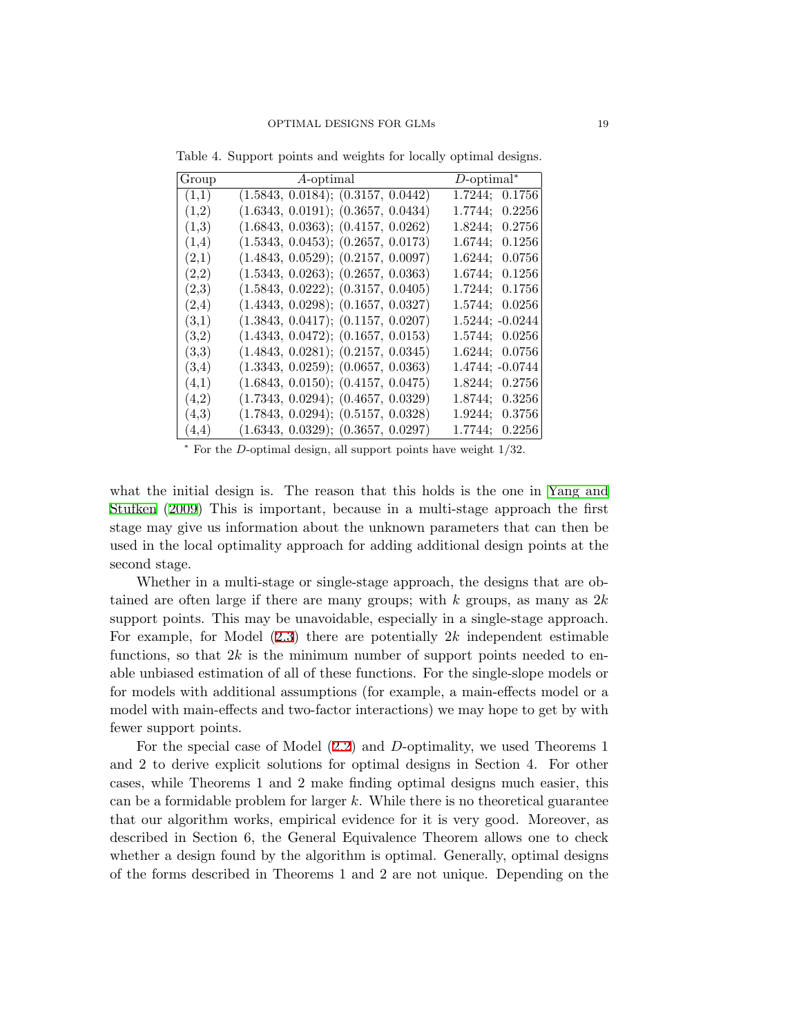Table 4. Support points and weights for locally optimal designs.

| Group | $A$-optimal | $D$-optimal* |
|---|---|---|
| (1,1) | (1.5843, 0.0184); (0.3157, 0.0442) | 1.7244; 0.1756 |
| (1,2) | (1.6343, 0.0191); (0.3657, 0.0434) | 1.7744; 0.2256 |
| (1,3) | (1.6843, 0.0363); (0.4157, 0.0262) | 1.8244; 0.2756 |
| (1,4) | (1.5343, 0.0453); (0.2657, 0.0173) | 1.6744; 0.1256 |
| (2,1) | (1.4843, 0.0529); (0.2157, 0.0097) | 1.6244; 0.0756 |
| (2,2) | (1.5343, 0.0263); (0.2657, 0.0363) | 1.6744; 0.1256 |
| (2,3) | (1.5843, 0.0222); (0.3157, 0.0405) | 1.7244; 0.1756 |
| (2,4) | (1.4343, 0.0298); (0.1657, 0.0327) | 1.5744; 0.0256 |
| (3,1) | (1.3843, 0.0417); (0.1157, 0.0207) | 1.5244; -0.0244 |
| (3,2) | (1.4343, 0.0472); (0.1657, 0.0153) | 1.5744; 0.0256 |
| (3,3) | (1.4843, 0.0281); (0.2157, 0.0345) | 1.6244; 0.0756 |
| (3,4) | (1.3343, 0.0259); (0.0657, 0.0363) | 1.4744; -0.0744 |
| (4,1) | (1.6843, 0.0150); (0.4157, 0.0475) | 1.8244; 0.2756 |
| (4,2) | (1.7343, 0.0294); (0.4657, 0.0329) | 1.8744; 0.3256 |
| (4,3) | (1.7843, 0.0294); (0.5157, 0.0328) | 1.9244; 0.3756 |
| (4,4) | (1.6343, 0.0329); (0.3657, 0.0297) | 1.7744; 0.2256 |

* For the $D$-optimal design, all support points have weight 1/32.

what the initial design is. The reason that this holds is the one in Yang and Stufken (2009) This is important, because in a multi-stage approach the first stage may give us information about the unknown parameters that can then be used in the local optimality approach for adding additional design points at the second stage.

Whether in a multi-stage or single-stage approach, the designs that are obtained are often large if there are many groups; with $k$ groups, as many as $2k$ support points. This may be unavoidable, especially in a single-stage approach. For example, for Model (2.3) there are potentially $2k$ independent estimable functions, so that $2k$ is the minimum number of support points needed to enable unbiased estimation of all of these functions. For the single-slope models or for models with additional assumptions (for example, a main-effects model or a model with main-effects and two-factor interactions) we may hope to get by with fewer support points.

For the special case of Model (2.2) and $D$-optimality, we used Theorems 1 and 2 to derive explicit solutions for optimal designs in Section 4. For other cases, while Theorems 1 and 2 make finding optimal designs much easier, this can be a formidable problem for larger $k$. While there is no theoretical guarantee that our algorithm works, empirical evidence for it is very good. Moreover, as described in Section 6, the General Equivalence Theorem allows one to check whether a design found by the algorithm is optimal. Generally, optimal designs of the forms described in Theorems 1 and 2 are not unique. Depending on the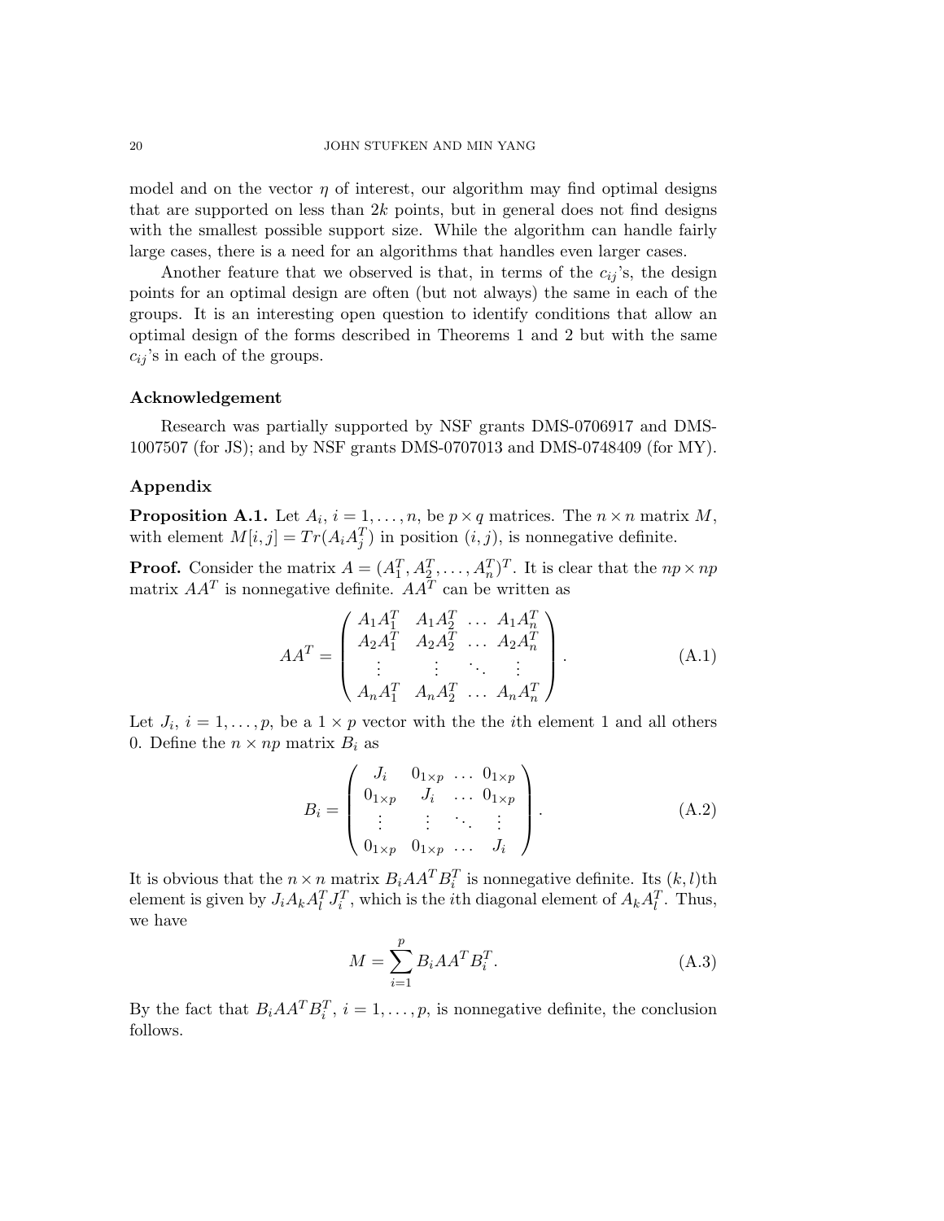model and on the vector $\eta$ of interest, our algorithm may find optimal designs that are supported on less than $2k$ points, but in general does not find designs with the smallest possible support size. While the algorithm can handle fairly large cases, there is a need for an algorithms that handles even larger cases.

Another feature that we observed is that, in terms of the $c_{ij}$'s, the design points for an optimal design are often (but not always) the same in each of the groups. It is an interesting open question to identify conditions that allow an optimal design of the forms described in Theorems 1 and 2 but with the same $c_{ij}$'s in each of the groups.

### Acknowledgement

Research was partially supported by NSF grants DMS-0706917 and DMS-1007507 (for JS); and by NSF grants DMS-0707013 and DMS-0748409 (for MY).

### Appendix

**Proposition A.1.** Let $A_i$, $i = 1, \ldots, n$, be $p \times q$ matrices. The $n \times n$ matrix $M$, with element $M[i, j] = Tr(A_i A_j^T)$ in position $(i, j)$, is nonnegative definite.

**Proof.** Consider the matrix $A = (A_1^T, A_2^T, \ldots, A_n^T)^T$. It is clear that the $np \times np$ matrix $AA^T$ is nonnegative definite. $AA^T$ can be written as

$$AA^T = \begin{pmatrix} A_1A_1^T & A_1A_2^T & \ldots & A_1A_n^T \\ A_2A_1^T & A_2A_2^T & \ldots & A_2A_n^T \\ \vdots & \vdots & \ddots & \vdots \\ A_nA_1^T & A_nA_2^T & \ldots & A_nA_n^T \end{pmatrix}. \tag{A.1}$$

Let $J_i$, $i = 1, \ldots, p$, be a $1 \times p$ vector with the the $i$th element 1 and all others 0. Define the $n \times np$ matrix $B_i$ as

$$B_i = \begin{pmatrix} J_i & 0_{1\times p} & \ldots & 0_{1\times p} \\ 0_{1\times p} & J_i & \ldots & 0_{1\times p} \\ \vdots & \vdots & \ddots & \vdots \\ 0_{1\times p} & 0_{1\times p} & \ldots & J_i \end{pmatrix}. \tag{A.2}$$

It is obvious that the $n \times n$ matrix $B_iAA^TB_i^T$ is nonnegative definite. Its $(k, l)$th element is given by $J_iA_kA_l^TJ_i^T$, which is the $i$th diagonal element of $A_kA_l^T$. Thus, we have

$$M = \sum_{i=1}^{p} B_iAA^TB_i^T. \tag{A.3}$$

By the fact that $B_iAA^TB_i^T$, $i = 1, \ldots, p$, is nonnegative definite, the conclusion follows.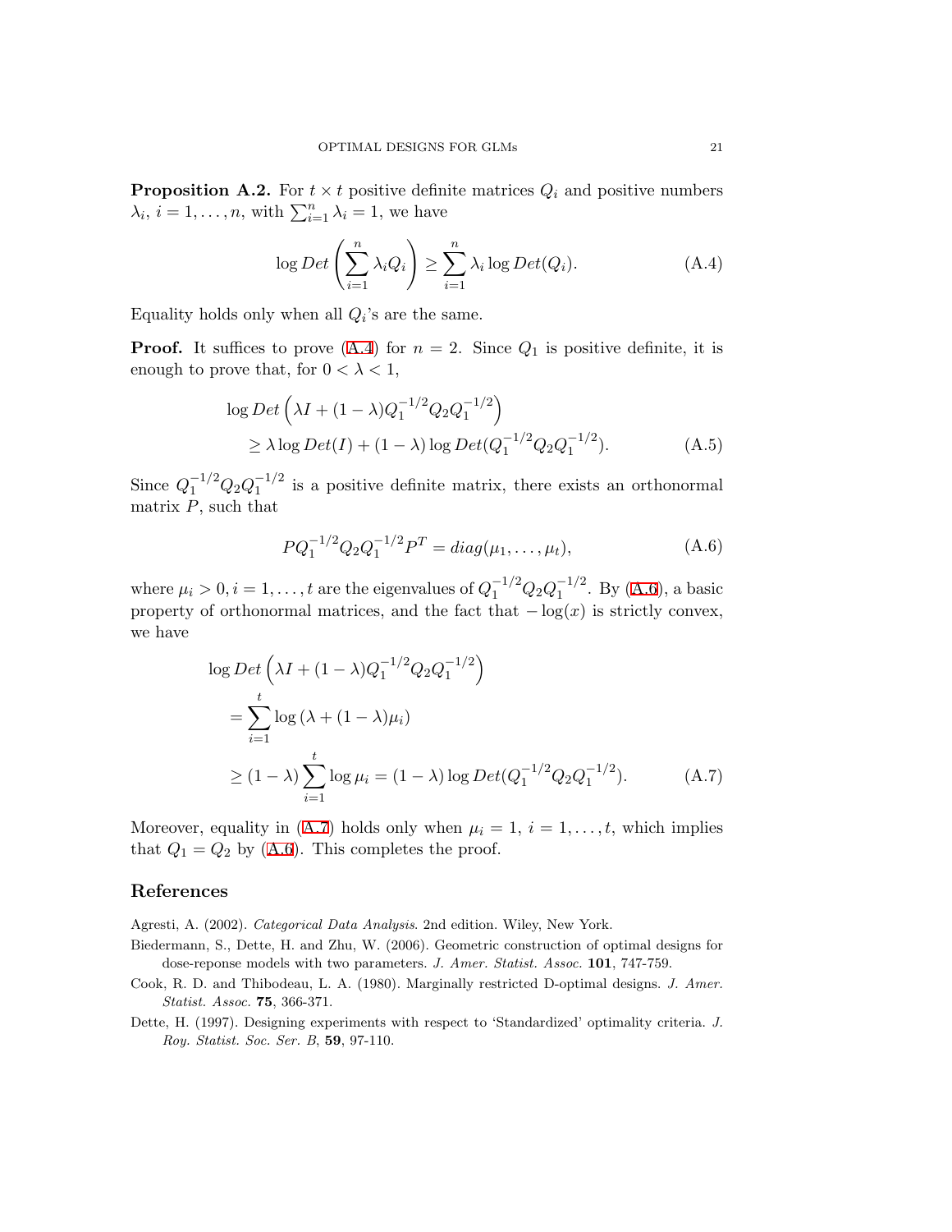**Proposition A.2.** For $t \times t$ positive definite matrices $Q_i$ and positive numbers $\lambda_i$, $i = 1, \ldots, n$, with $\sum_{i=1}^n \lambda_i = 1$, we have

$$\log Det \left( \sum_{i=1}^n \lambda_i Q_i \right) \geq \sum_{i=1}^n \lambda_i \log Det(Q_i). \tag{A.4}$$

Equality holds only when all $Q_i$'s are the same.

**Proof.** It suffices to prove (A.4) for $n = 2$. Since $Q_1$ is positive definite, it is enough to prove that, for $0 < \lambda < 1$,

$$\begin{aligned}
&\log Det \left( \lambda I + (1-\lambda) Q_1^{-1/2} Q_2 Q_1^{-1/2} \right) \\
&\quad \geq \lambda \log Det(I) + (1-\lambda) \log Det(Q_1^{-1/2} Q_2 Q_1^{-1/2}).
\end{aligned} \tag{A.5}$$

Since $Q_1^{-1/2} Q_2 Q_1^{-1/2}$ is a positive definite matrix, there exists an orthonormal matrix $P$, such that

$$P Q_1^{-1/2} Q_2 Q_1^{-1/2} P^T = diag(\mu_1, \ldots, \mu_t), \tag{A.6}$$

where $\mu_i > 0, i = 1, \ldots, t$ are the eigenvalues of $Q_1^{-1/2} Q_2 Q_1^{-1/2}$. By (A.6), a basic property of orthonormal matrices, and the fact that $-\log(x)$ is strictly convex, we have

$$\begin{aligned}
&\log Det \left( \lambda I + (1-\lambda) Q_1^{-1/2} Q_2 Q_1^{-1/2} \right) \\
&= \sum_{i=1}^t \log \left( \lambda + (1-\lambda) \mu_i \right) \\
&\geq (1-\lambda) \sum_{i=1}^t \log \mu_i = (1-\lambda) \log Det(Q_1^{-1/2} Q_2 Q_1^{-1/2}).
\end{aligned} \tag{A.7}$$

Moreover, equality in (A.7) holds only when $\mu_i = 1$, $i = 1, \ldots, t$, which implies that $Q_1 = Q_2$ by (A.6). This completes the proof.

## References

Agresti, A. (2002). *Categorical Data Analysis*. 2nd edition. Wiley, New York.

Biedermann, S., Dette, H. and Zhu, W. (2006). Geometric construction of optimal designs for dose-reponse models with two parameters. *J. Amer. Statist. Assoc.* **101**, 747-759.

Cook, R. D. and Thibodeau, L. A. (1980). Marginally restricted D-optimal designs. *J. Amer. Statist. Assoc.* **75**, 366-371.

Dette, H. (1997). Designing experiments with respect to 'Standardized' optimality criteria. *J. Roy. Statist. Soc. Ser. B*, **59**, 97-110.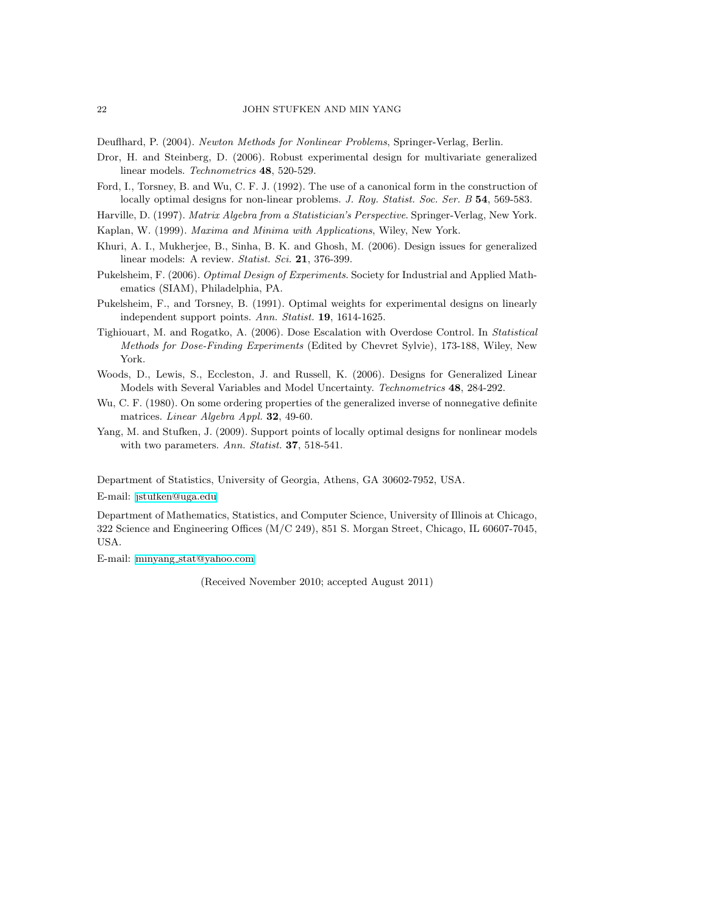Deuflhard, P. (2004). *Newton Methods for Nonlinear Problems*, Springer-Verlag, Berlin.

Dror, H. and Steinberg, D. (2006). Robust experimental design for multivariate generalized linear models. *Technometrics* **48**, 520-529.

Ford, I., Torsney, B. and Wu, C. F. J. (1992). The use of a canonical form in the construction of locally optimal designs for non-linear problems. *J. Roy. Statist. Soc. Ser. B* **54**, 569-583.

Harville, D. (1997). *Matrix Algebra from a Statistician's Perspective*. Springer-Verlag, New York.

Kaplan, W. (1999). *Maxima and Minima with Applications*, Wiley, New York.

Khuri, A. I., Mukherjee, B., Sinha, B. K. and Ghosh, M. (2006). Design issues for generalized linear models: A review. *Statist. Sci.* **21**, 376-399.

Pukelsheim, F. (2006). *Optimal Design of Experiments*. Society for Industrial and Applied Mathematics (SIAM), Philadelphia, PA.

Pukelsheim, F., and Torsney, B. (1991). Optimal weights for experimental designs on linearly independent support points. *Ann. Statist.* **19**, 1614-1625.

Tighiouart, M. and Rogatko, A. (2006). Dose Escalation with Overdose Control. In *Statistical Methods for Dose-Finding Experiments* (Edited by Chevret Sylvie), 173-188, Wiley, New York.

Woods, D., Lewis, S., Eccleston, J. and Russell, K. (2006). Designs for Generalized Linear Models with Several Variables and Model Uncertainty. *Technometrics* **48**, 284-292.

Wu, C. F. (1980). On some ordering properties of the generalized inverse of nonnegative definite matrices. *Linear Algebra Appl.* **32**, 49-60.

Yang, M. and Stufken, J. (2009). Support points of locally optimal designs for nonlinear models with two parameters. *Ann. Statist.* **37**, 518-541.

Department of Statistics, University of Georgia, Athens, GA 30602-7952, USA.

E-mail: jstufken@uga.edu

Department of Mathematics, Statistics, and Computer Science, University of Illinois at Chicago, 322 Science and Engineering Offices (M/C 249), 851 S. Morgan Street, Chicago, IL 60607-7045, USA.

E-mail: minyang_stat@yahoo.com

(Received November 2010; accepted August 2011)